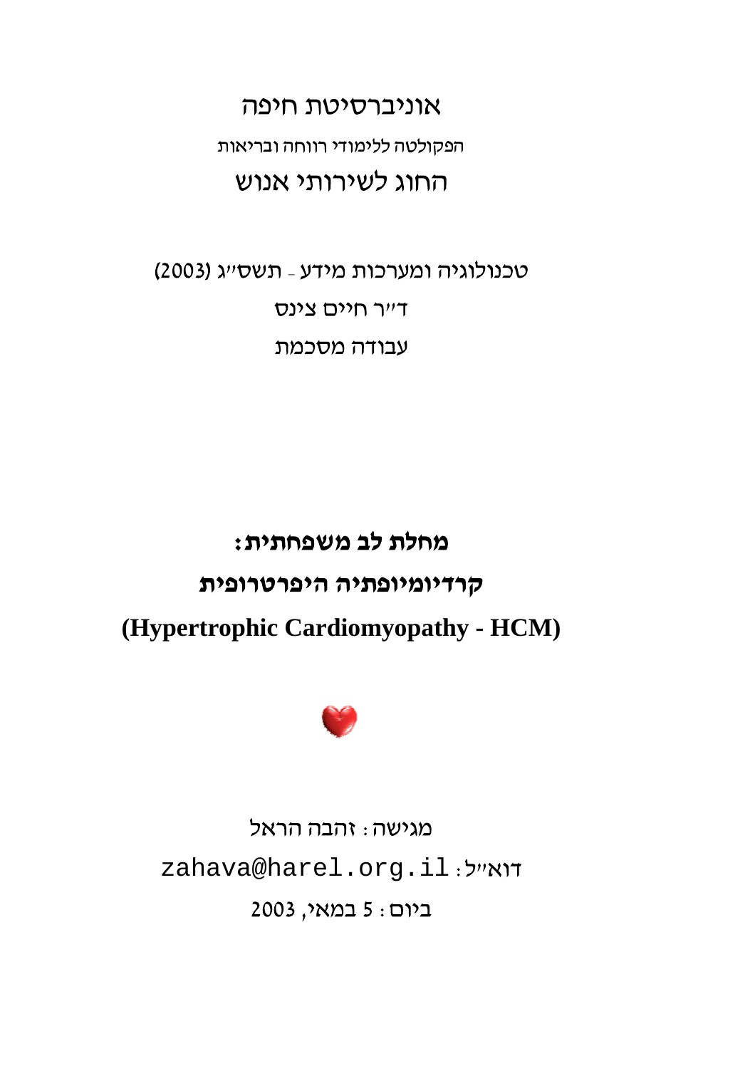אוניברסיטת חיפה

הפקולטה ללימודי רווחה ובריאות

החוג לשירותי אנוש

טכנולוגיה ומערכות מידע - תשס"ג (2003)

ד"ר חיים צינס

עבודה מסכמת

# מחלת לב משפחתית:

# קרדיומיופתיה היפרטרופית

# (Hypertrophic Cardiomyopathy - HCM)

מגישה: זהבה הראל

דוא"ל: zahava@harel.org.il

ביום: 5 במאי, 2003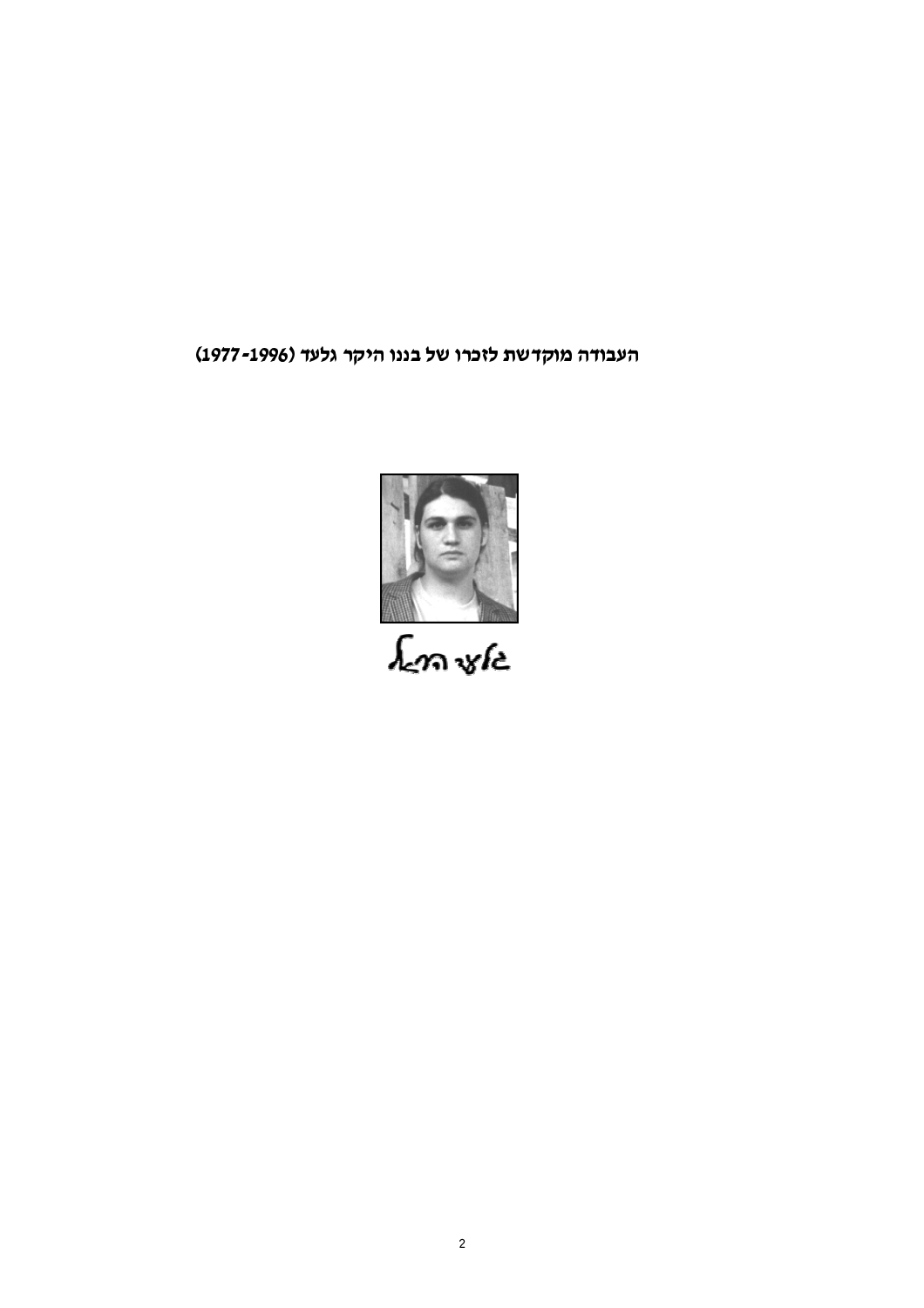**העבודה מוקדשת לזכרו של בננו היקר גלעד (1977-1996)**

גלעד הראל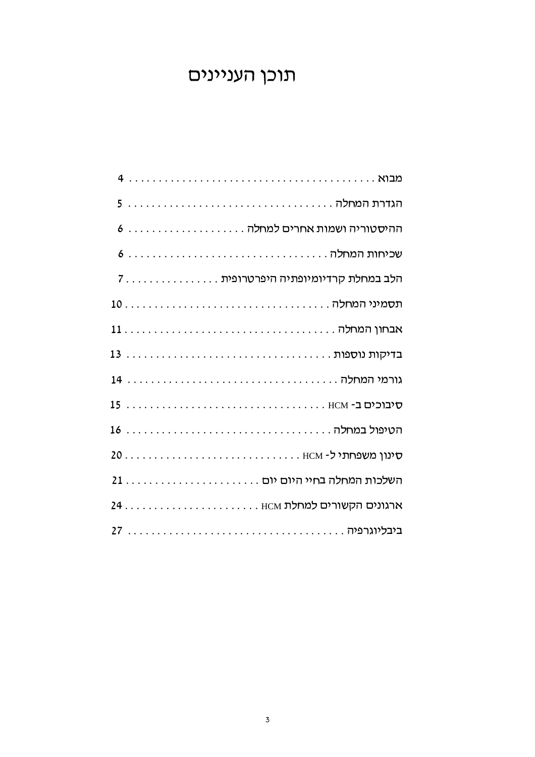# תוכן העניינים

- מבוא . . . . . . . . . . . . . . . . . . . . . . . . . . . . . . . . . . . . . . . . . . 4
- הגדרת המחלה . . . . . . . . . . . . . . . . . . . . . . . . . . . . . . . . . . . . 5
- ההיסטוריה ושמות אחרים למחלה . . . . . . . . . . . . . . . . . . . . . 6
- שכיחות המחלה . . . . . . . . . . . . . . . . . . . . . . . . . . . . . . . . . . . 6
- הלב במחלת קרדיומיופתיה היפרטרופית . . . . . . . . . . . . . . . . 7
- תסמיני המחלה . . . . . . . . . . . . . . . . . . . . . . . . . . . . . . . . . . . 10
- אבחון המחלה . . . . . . . . . . . . . . . . . . . . . . . . . . . . . . . . . . . . 11
- בדיקות נוספות . . . . . . . . . . . . . . . . . . . . . . . . . . . . . . . . . . . 13
- גורמי המחלה . . . . . . . . . . . . . . . . . . . . . . . . . . . . . . . . . . . . 14
- סיבוכים ב- HCM . . . . . . . . . . . . . . . . . . . . . . . . . . . . . . . . . 15
- הטיפול במחלה . . . . . . . . . . . . . . . . . . . . . . . . . . . . . . . . . . . 16
- סינון משפחתי ל- HCM . . . . . . . . . . . . . . . . . . . . . . . . . . . . . 20
- השלכות המחלה בחיי היום יום . . . . . . . . . . . . . . . . . . . . . . . 21
- ארגונים הקשורים למחלת HCM . . . . . . . . . . . . . . . . . . . . . . . 24
- ביבליוגרפיה . . . . . . . . . . . . . . . . . . . . . . . . . . . . . . . . . . . . . 27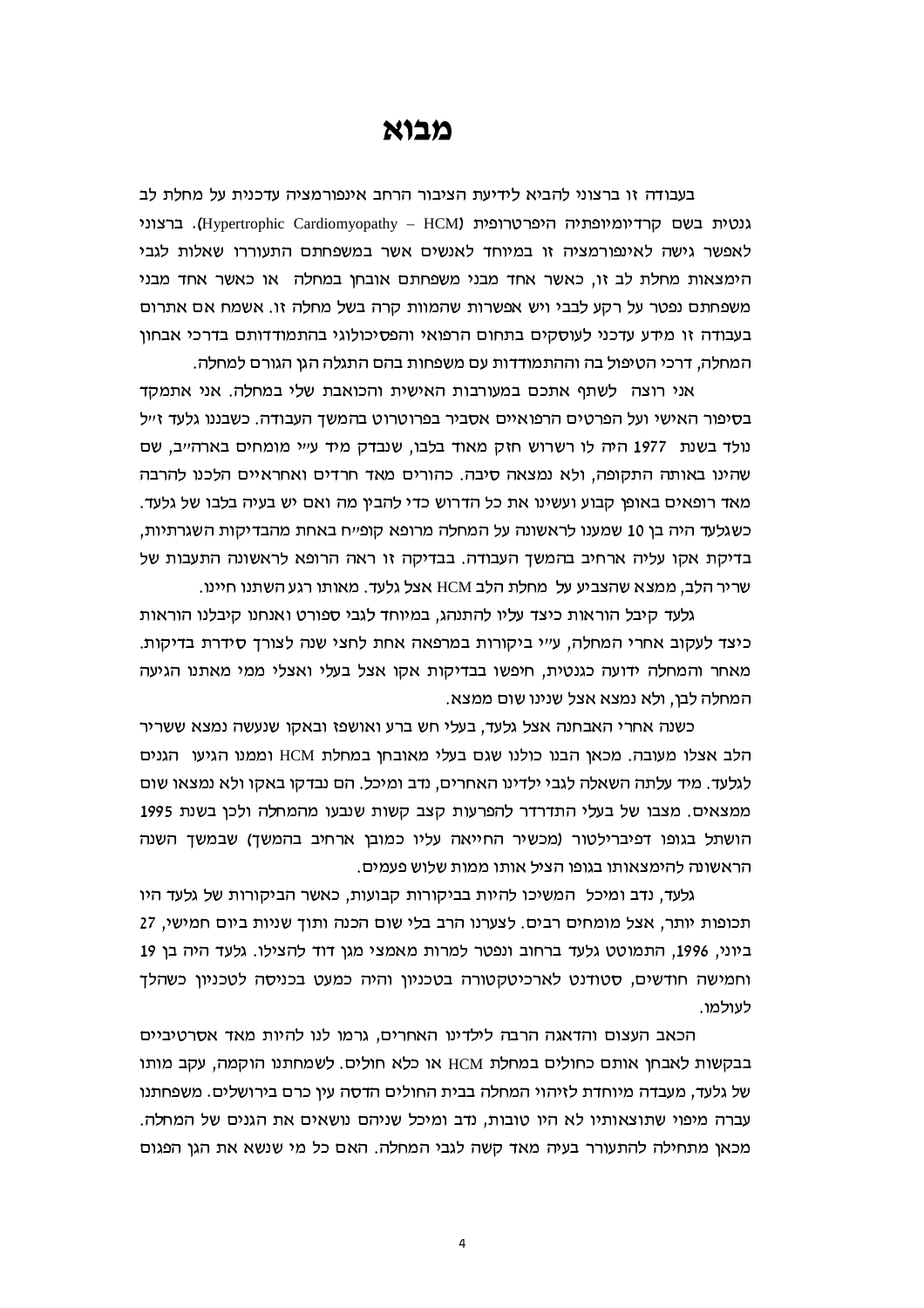# מבוא

בעבודה זו ברצוני להביא לידיעת הציבור הרחב אינפורמציה עדכנית על מחלת לב גנטית בשם קרדיומיופתיה היפרטרופית (Hypertrophic Cardiomyopathy – HCM). ברצוני לאפשר גישה לאינפורמציה זו במיוחד לאנשים אשר במשפחתם התעוררו שאלות לגבי הימצאות מחלת לב זו, כאשר אחד מבני משפחתם אובחן במחלה או כאשר אחד מבני משפחתם נפטר על רקע לבבי ויש אפשרות שהמוות קרה בשל מחלה זו. אשמח אם אתרום בעבודה זו מידע עדכני לעוסקים בתחום הרפואי והפסיכולוגי בהתמודדותם בדרכי אבחון המחלה, דרכי הטיפול בה וההתמודדות עם משפחות בהם התגלה הגן הגורם למחלה.

אני רוצה לשתף אתכם במעורבות האישית והכואבת שלי במחלה. אני אתמקד בסיפור האישי ועל הפרטים הרפואיים אסביר בפרוטרוט בהמשך העבודה. כשבננו גלעד ז"ל נולד בשנת 1977 היה לו רשרוש חזק מאוד בלבו, שנבדק מיד ע"י מומחים בארה"ב, שם שהינו באותה התקופה, ולא נמצאה סיבה. כהורים מאד חרדים ואחראיים הלכנו להרבה מאד רופאים באופן קבוע ועשינו את כל הדרוש כדי להבין מה ואם יש בעיה בלבו של גלעד. כשגלעד היה בן 10 שמענו לראשונה על המחלה מרופא קופ"ח באחת מהבדיקות השגרתיות, בדיקת אקו עליה ארחיב בהמשך העבודה. בבדיקה זו ראה הרופא לראשונה התעבות של שריר הלב, ממצא שהצביע על מחלת הלב HCM אצל גלעד. מאותו רגע השתנו חיינו.

גלעד קיבל הוראות כיצד עליו להתנהג, במיוחד לגבי ספורט ואנחנו קיבלנו הוראות כיצד לעקוב אחרי המחלה, ע"י ביקורות במרפאה אחת לחצי שנה לצורך סידרת בדיקות. מאחר והמחלה ידועה כגנטית, חיפשו בבדיקות אקו אצל בעלי ואצלי ממי מאתנו הגיעה המחלה לבן, ולא נמצא אצל שנינו שום ממצא.

כשנה אחרי האבחנה אצל גלעד, בעלי חש ברע ואושפז ובאקו שנעשה נמצא ששריר הלב אצלו מעובה. מכאן הבנו כולנו שגם בעלי מאובחן במחלת HCM וממנו הגיעו הגנים לגלעד. מיד עלתה השאלה לגבי ילדינו האחרים, נדב ומיכל. הם נבדקו באקו ולא נמצאו שום ממצאים. מצבו של בעלי התדרדר להפרעות קצב קשות שנבעו מהמחלה ולכן בשנת 1995 הושתל בגופו דפיברילטור (מכשיר החייאה עליו כמובן ארחיב בהמשך) שבמשך השנה הראשונה להימצאותו בגופו הציל אותו ממות שלוש פעמים.

גלעד, נדב ומיכל המשיכו להיות בביקורות קבועות, כאשר הביקורות של גלעד היו תכופות יותר, אצל מומחים רבים. לצערנו הרב בלי שום הכנה ותוך שניות ביום חמישי, 27 ביוני, 1996, התמוטט גלעד ברחוב ונפטר למרות מאמצי מגן דוד להצילו. גלעד היה בן 19 וחמישה חודשים, סטודנט לארכיטקטורה בטכניון והיה כמעט בכניסה לטכניון כשהלך לעולמו.

הכאב העצום והדאגה הרבה לילדינו האחרים, גרמו לנו להיות מאד אסרטיביים בבקשות לאבחן אותם כחולים במחלת HCM או כלא חולים. לשמחתנו הוקמה, עקב מותו של גלעד, מעבדה מיוחדת לזיהוי המחלה בבית החולים הדסה עין כרם בירושלים. משפחתנו עברה מיפוי שתוצאותיו לא היו טובות, נדב ומיכל שניהם נושאים את הגנים של המחלה. מכאן מתחילה להתעורר בעיה מאד קשה לגבי המחלה. האם כל מי שנושא את הגן הפגום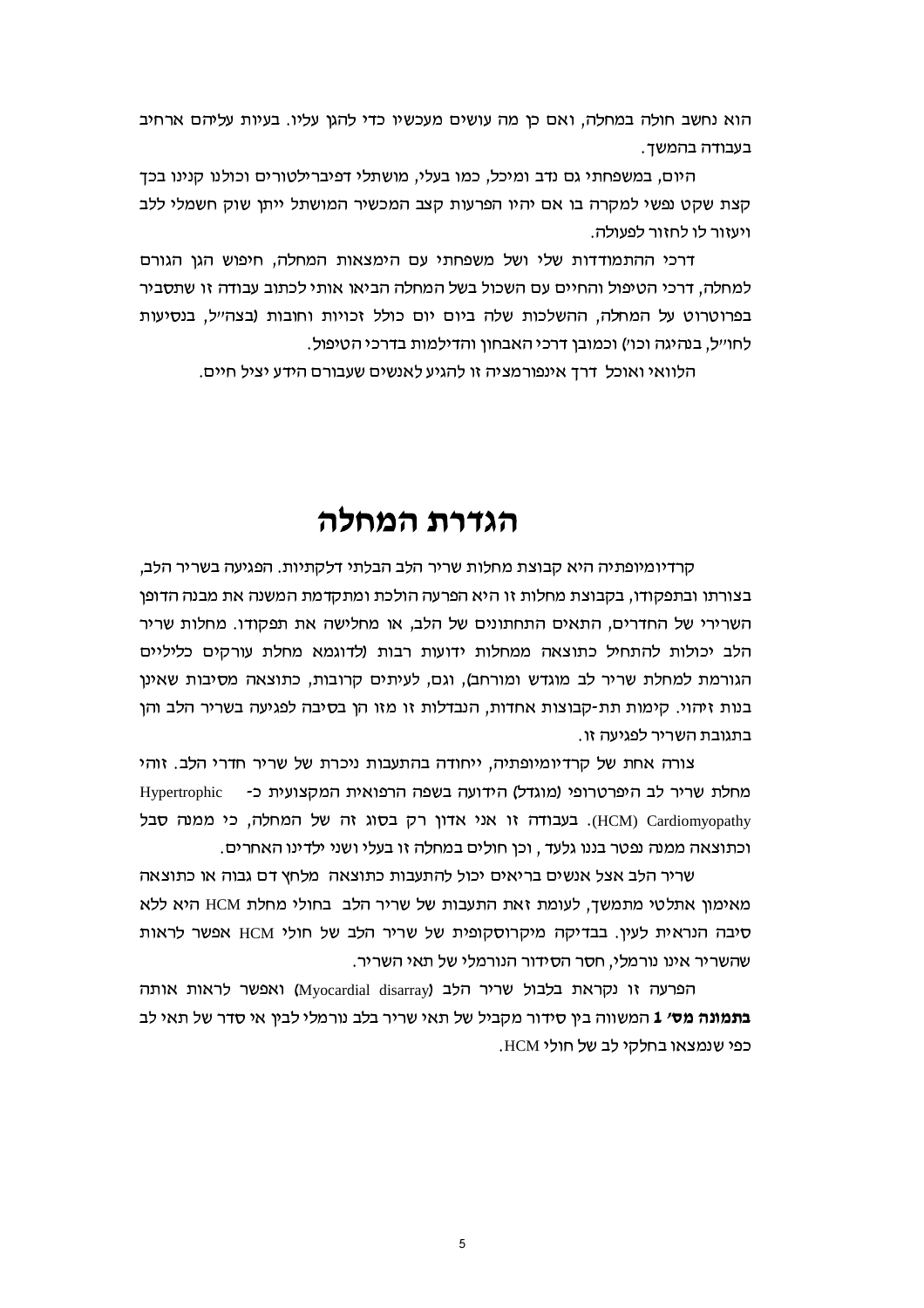הוא נחשב חולה במחלה, ואם כן מה עושים מעכשיו כדי להגן עליו. בעיות עליהם ארחיב בעבודה בהמשך.

היום, במשפחתי גם נדב ומיכל, כמו בעלי, מושתלי דפיברילטורים וכולנו קנינו בכך קצת שקט נפשי למקרה בו אם יהיו הפרעות קצב המכשיר המושתל ייתן שוק חשמלי ללב ויעזור לו לחזור לפעולה.

דרכי ההתמודדות שלי ושל משפחתי עם הימצאות המחלה, חיפוש הגן הגורם למחלה, דרכי הטיפול והחיים עם השכול בשל המחלה הביאו אותי לכתוב עבודה זו שתסביר בפרוטרוט על המחלה, ההשלכות שלה ביום יום כולל זכויות וחובות (בצה"ל, בנסיעות לחו"ל, בנהיגה וכו') וכמובן דרכי האבחון והדילמות בדרכי הטיפול.

הלוואי ואוכל דרך אינפורמציה זו להגיע לאנשים שעבורם הידע יציל חיים.

# הגדרת המחלה

קרדיומיופתיה היא קבוצת מחלות שריר הלב הבלתי דלקתיות. הפגיעה בשריר הלב, בצורתו ובתפקודו, בקבוצת מחלות זו היא הפרעה הולכת ומתקדמת המשנה את מבנה הדופן השרירי של החדרים, התאים התחתונים של הלב, או מחלישה את תפקודו. מחלות שריר הלב יכולות להתחיל כתוצאה ממחלות ידועות רבות (לדוגמא מחלת עורקים כליליים הגורמת למחלת שריר לב מוגדש ומורחב), וגם, לעיתים קרובות, כתוצאה מסיבות שאינן בנות זיהוי. קימות תת-קבוצות אחדות, הנבדלות זו מזו הן בסיבה לפגיעה בשריר הלב והן בתגובת השריר לפגיעה זו.

צורה אחת של קרדיומיופתיה, ייחודה בהתעבות ניכרת של שריר חדרי הלב. זוהי מחלת שריר לב היפרטרופי (מוגדל) הידועה בשפה הרפואית המקצועית כ- Hypertrophic Cardiomyopathy (HCM). בעבודה זו אני אדון רק בסוג זה של המחלה, כי ממנה סבל וכתוצאה ממנה נפטר בננו גלעד , וכן חולים במחלה זו בעלי ושני ילדינו האחרים.

שריר הלב אצל אנשים בריאים יכול להתעבות כתוצאה מלחץ דם גבוה או כתוצאה מאימון אתלטי מתמשך, לעומת זאת התעבות של שריר הלב בחולי מחלת HCM היא ללא סיבה הנראית לעין. בבדיקה מיקרוסקופית של שריר הלב של חולי HCM אפשר לראות שהשריר אינו נורמלי, חסר הסידור הנורמלי של תאי השריר.

הפרעה זו נקראת בלבול שריר הלב (Myocardial disarray) ואפשר לראות אותה **בתמונה מס' 1** המשווה בין סידור מקביל של תאי שריר בלב נורמלי לבין אי סדר של תאי לב כפי שנמצאו בחלקי לב של חולי HCM.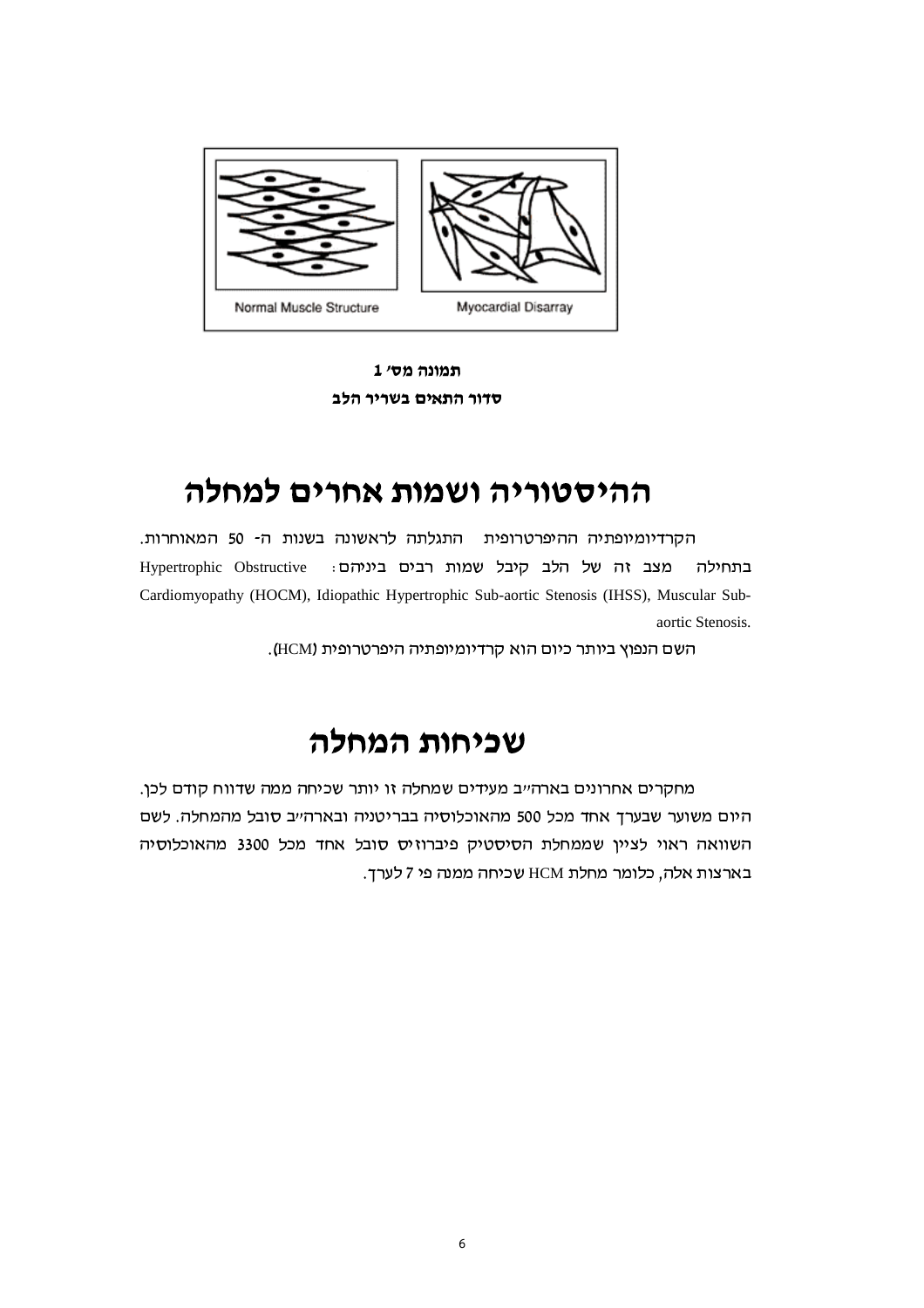Normal Muscle Structure　　Myocardial Disarray

**תמונה מס' 1**

**סדור התאים בשריר הלב**

# ההיסטוריה ושמות אחרים למחלה

הקרדיומיופתיה ההיפרטרופית התגלתה לראשונה בשנות ה- 50 המאוחרות. בתחילה מצב זה של הלב קיבל שמות רבים ביניהם: Hypertrophic Obstructive Cardiomyopathy (HOCM), Idiopathic Hypertrophic Sub-aortic Stenosis (IHSS), Muscular Sub-aortic Stenosis.

השם הנפוץ ביותר כיום הוא קרדיומיופתיה היפרטרופית (HCM).

# שכיחות המחלה

מחקרים אחרונים בארה"ב מעידים שמחלה זו יותר שכיחה ממה שדווח קודם לכן. היום משוער שבערך אחד מכל 500 מהאוכלוסיה בבריטניה ובארה"ב סובל מהמחלה. לשם השוואה ראוי לציין שממחלת הסיסטיק פיברוזיס סובל אחד מכל 3300 מהאוכלוסיה בארצות אלה, כלומר מחלת HCM שכיחה ממנה פי 7 לערך.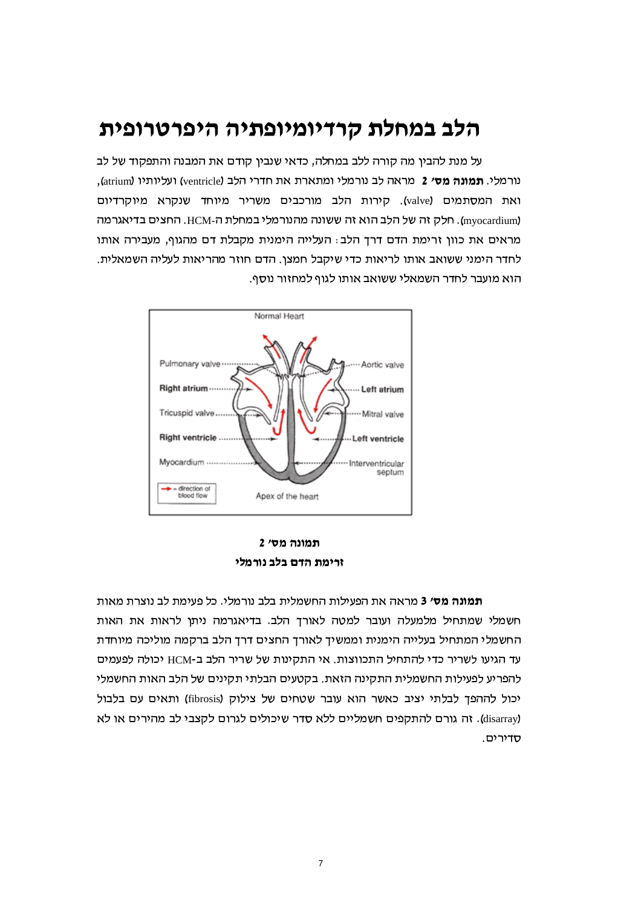# הלב במחלת קרדיומיופתיה היפרטרופית

על מנת להבין מה קורה ללב במחלה, כדאי שנבין קודם את המבנה והתפקוד של לב נורמלי. **תמונה מס' 2** מראה לב נורמלי ומתארת את חדרי הלב (ventricle) ועליותיו (atrium), ואת המסתמים (valve). קירות הלב מורכבים משריר מיוחד שנקרא מיוקרדיום (myocardium). חלק זה של הלב הוא זה ששונה מהנורמלי במחלת ה-HCM. החצים בדיאגרמה מראים את כוון זרימת הדם דרך הלב: העלייה הימנית מקבלת דם מהגוף, מעבירה אותו לחדר הימני ששואב אותו לריאות כדי שיקבל חמצן. הדם חוזר מהריאות לעליה השמאלית. הוא מועבר לחדר השמאלי ששואב אותו לגוף למחזור נוסף.

**תמונה מס' 2**

**זרימת הדם בלב נורמלי**

**תמונה מס' 3** מראה את הפעילות החשמלית בלב נורמלי. כל פעימת לב נוצרת מאות חשמלי שמתחיל מלמעלה ועובר למטה לאורך הלב. בדיאגרמה ניתן לראות את האות החשמלי המתחיל בעלייה הימנית וממשיך לאורך החצים דרך הלב ברקמה מוליכה מיוחדת עד הגיעו לשריר כדי להתחיל התכווצות. אי התקינות של שריר הלב ב-HCM יכולה לפעמים להפריע לפעילות החשמלית התקינה הזאת. בקטעים הבלתי תקינים של הלב האות החשמלי יכול להפוך לבלתי יציב כאשר הוא עובר שטחים של צילוק (fibrosis) ותאים עם בלבול (disarray). זה גורם להתקפים חשמליים ללא סדר שיכולים לגרום לקצבי לב מהירים או לא סדירים.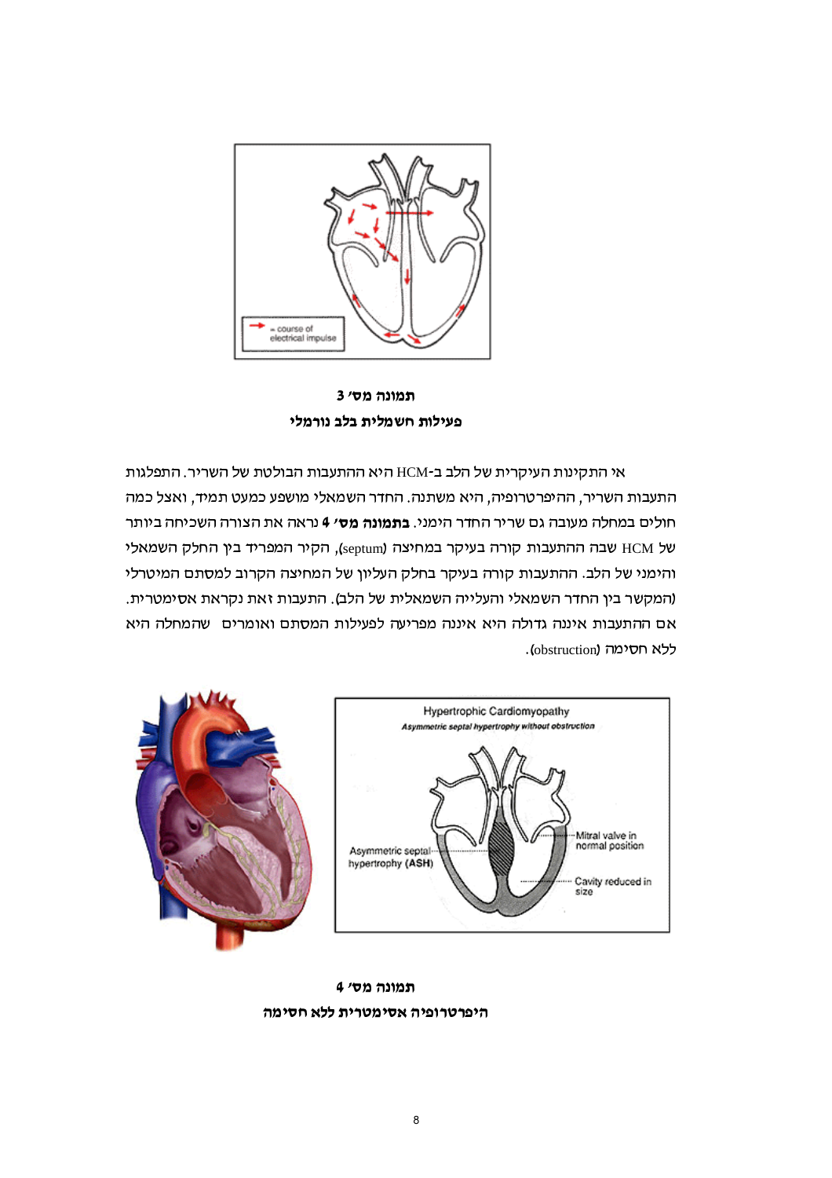**תמונה מס' 3**
**פעילות חשמלית בלב נורמלי**

אי התקינות העיקרית של הלב ב-HCM היא ההתעבות הבולטת של השריר. התפלגות התעבות השריר, ההיפרטרופיה, היא משתנה. החדר השמאלי מושפע כמעט תמיד, ואצל כמה חולים במחלה מעובה גם שריר החדר הימני. **בתמונה מס' 4** נראה את הצורה השכיחה ביותר של HCM שבה ההתעבות קורה בעיקר במחיצה (septum), הקיר המפריד בין החלק השמאלי והימני של הלב. ההתעבות קורה בעיקר בחלק העליון של המחיצה הקרוב למסתם המיטרלי (המקשר בין החדר השמאלי והעלייה השמאלית של הלב). התעבות זאת נקראת אסימטרית. אם ההתעבות איננה גדולה היא איננה מפריעה לפעילות המסתם ואומרים שהמחלה היא ללא חסימה (obstruction).

**תמונה מס' 4**
**היפרטרופיה אסימטרית ללא חסימה**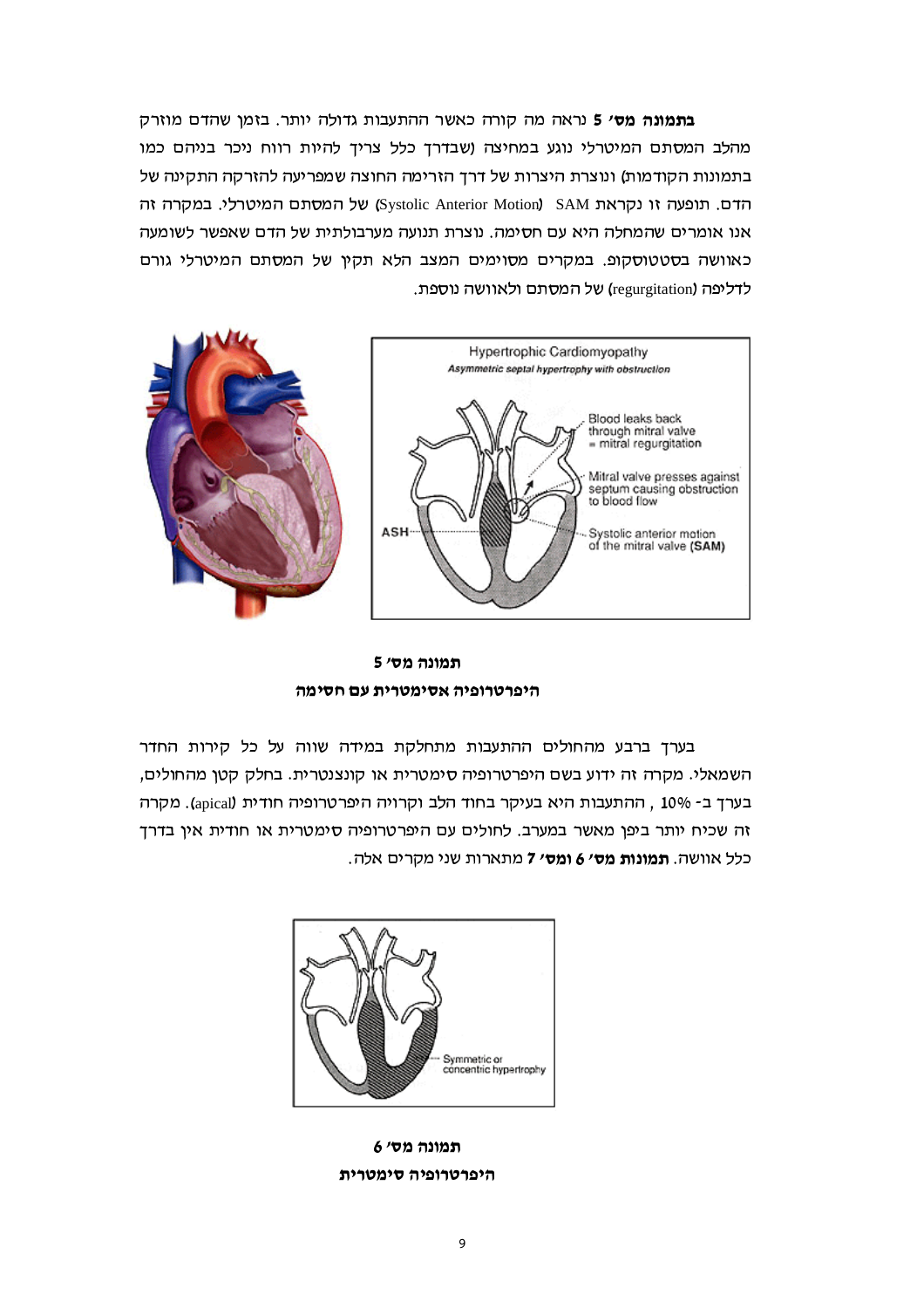**בתמונה מס' 5** נראה מה קורה כאשר ההתעבות גדולה יותר. בזמן שהדם מוזרק מהלב המסתם המיטרלי נוגע במחיצה (שבדרך כלל צריך להיות רווח ניכר בניהם כמו בתמונות הקודמות) ונוצרת היצרות של דרך הזרימה החוצה שמפריעה להזרקה התקינה של הדם. תופעה זו נקראת SAM ‏(Systolic Anterior Motion) של המסתם המיטרלי. במקרה זה אנו אומרים שהמחלה היא עם חסימה. נוצרת תנועה מערבולתית של הדם שאפשר לשומעה כאוושה בסטטוסקופ. במקרים מסוימים המצב הלא תקין של המסתם המיטרלי גורם לדליפה (regurgitation) של המסתם ולאוושה נוספת.

**תמונה מס' 5**

**היפרטרופיה אסימטרית עם חסימה**

בערך ברבע מהחולים ההתעבות מתחלקת במידה שווה על כל קירות החדר השמאלי. מקרה זה ידוע בשם היפרטרופיה סימטרית או קונצנטרית. בחלק קטן מהחולים, בערך ב- 10% , ההתעבות היא בעיקר בחוד הלב וקרויה היפרטרופיה חודית (apical). מקרה זה שכיח יותר ביפן מאשר במערב. לחולים עם היפרטרופיה סימטרית או חודית אין בדרך כלל אוושה. **תמונות מס' 6 ומס' 7** מתארות שני מקרים אלה.

**תמונה מס' 6**

**היפרטרופיה סימטרית**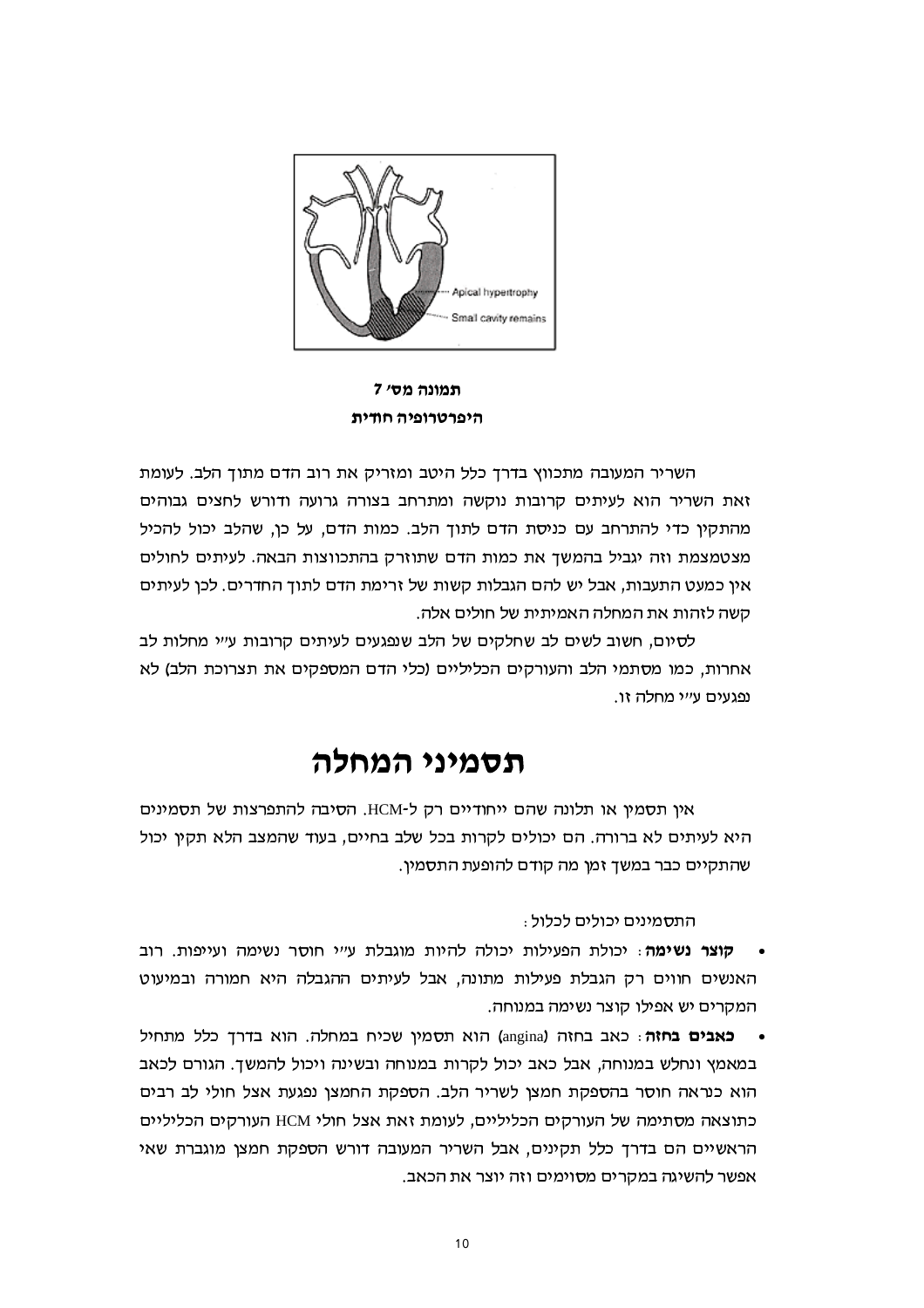תמונה מס' 7

**היפרטרופיה חודית**

השריר המעובה מתכווץ בדרך כלל היטב ומזריק את רוב הדם מתוך הלב. לעומת זאת השריר הוא לעיתים קרובות נוקשה ומתרחב בצורה גרועה ודורש לחצים גבוהים מהתקין כדי להתרחב עם כניסת הדם לתוך הלב. כמות הדם, על כן, שהלב יכול להכיל מצטמצמת וזה יגביל בהמשך את כמות הדם שתוזרק בהתכווצות הבאה. לעיתים לחולים אין כמעט התעבות, אבל יש להם הגבלות קשות של זרימת הדם לתוך החדרים. לכן לעיתים קשה לזהות את המחלה האמיתית של חולים אלה.

לסיום, חשוב לשים לב שחלקים של הלב שנפגעים לעיתים קרובות ע"י מחלות לב אחרות, כמו מסתמי הלב והעורקים הכליליים (כלי הדם המספקים את תצרוכת הלב) לא נפגעים ע"י מחלה זו.

# תסמיני המחלה

אין תסמין או תלונה שהם ייחודיים רק ל-HCM. הסיבה להתפרצות של תסמינים היא לעיתים לא ברורה. הם יכולים לקרות בכל שלב בחיים, בעוד שהמצב הלא תקין יכול שהתקיים כבר במשך זמן מה קודם להופעת התסמין.

התסמינים יכולים לכלול:

- **קוצר נשימה**: יכולת הפעילות יכולה להיות מוגבלת ע"י חוסר נשימה ועייפות. רוב האנשים חווים רק הגבלת פעילות מתונה, אבל לעיתים ההגבלה היא חמורה ובמיעוט המקרים יש אפילו קוצר נשימה במנוחה.
- **כאבים בחזה**: כאב בחזה (angina) הוא תסמין שכיח במחלה. הוא בדרך כלל מתחיל במאמץ ונחלש במנוחה, אבל כאב יכול לקרות במנוחה ובשינה ויכול להמשך. הגורם לכאב הוא כנראה חוסר בהספקת חמצן לשריר הלב. הספקת החמצן נפגעת אצל חולי לב רבים כתוצאה מסתימה של העורקים הכליליים, לעומת זאת אצל חולי HCM העורקים הכליליים הראשיים הם בדרך כלל תקינים, אבל השריר המעובה דורש הספקת חמצן מוגברת שאי אפשר להשיגה במקרים מסוימים וזה יוצר את הכאב.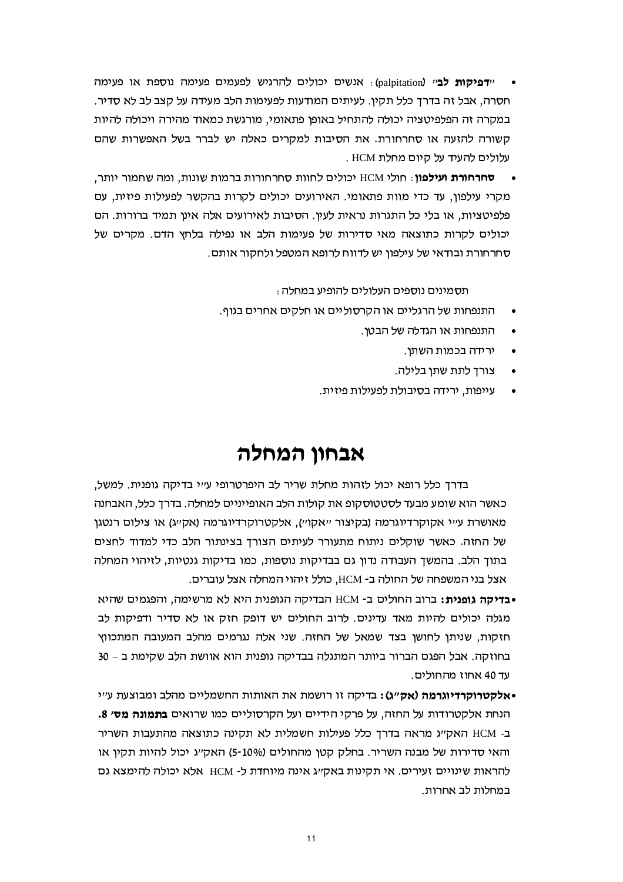- **"דפיקות לב"** (palpitation) : אנשים יכולים להרגיש לפעמים פעימה נוספת או פעימה חסרה, אבל זה בדרך כלל תקין. לעיתים המודעות לפעימות הלב מעידה על קצב לב לא סדיר. במקרה זה הפלפיטציה יכולה להתחיל באופן פתאומי, מורגשת כמאוד מהירה ויכולה להיות קשורה להזעה או סחרחורת. את הסיבות למקרים כאלה יש לברר בשל האפשרות שהם עלולים להעיד על קיום מחלת HCM .
- **סחרחורת ועילפון**: חולי HCM יכולים לחוות סחרחורות ברמות שונות, ומה שחמור יותר, מקרי עילפון, עד כדי מוות פתאומי. האירועים יכולים לקרות בהקשר לפעילות פיזית, עם פלפיטציות, או בלי כל התגרות נראית לעין. הסיבות לאירועים אלה אינן תמיד ברורות. הם יכולים לקרות כתוצאה מאי סדירות של פעימות הלב או נפילה בלחץ הדם. מקרים של סחרחורת ובודאי של עילפון יש לדווח לרופא המטפל ולחקור אותם.

תסמינים נוספים העלולים להופיע במחלה :

- התנפחות של הרגליים או הקרסוליים או חלקים אחרים בגוף.
- התנפחות או הגדלה של הבטן.
- ירידה בכמות השתן.
- צורך לתת שתן בלילה.
- עייפות, ירידה בסיבולת לפעילות פיזית.

# אבחון המחלה

בדרך כלל רופא יכול לזהות מחלת שריר לב היפרטרופי ע"י בדיקה גופנית. למשל, כאשר הוא שומע מבעד לסטטוסקופ את קולות הלב האופייניים למחלה. בדרך כלל, האבחנה מאושרת ע"י אקוקרדיוגרמה (בקיצור "אקו"), אלקטרוקרדיוגרמה (אק"ג) או צילום רנטגן של החזה. כאשר שוקלים ניתוח מתעורר לעיתים הצורך בצינתור הלב כדי למדוד לחצים בתוך הלב. בהמשך העבודה נדון גם בבדיקות נוספות, כמו בדיקות גנטיות, לזיהוי המחלה אצל בני המשפחה של החולה ב- HCM, כולל זיהוי המחלה אצל עוברים.

- **בדיקה גופנית:** ברוב החולים ב- HCM הבדיקה הגופנית היא לא מרשימה, והפגמים שהיא מגלה יכולים להיות מאד עדינים. לרוב החולים יש דופק חזק או לא סדיר ודפיקות לב חזקות, שניתן לחושן בצד שמאל של החזה. שני אלה נגרמים מהלב המעובה המתכווץ בחוזקה. אבל הפגם הברור ביותר המתגלה בבדיקה גופנית הוא אוושת הלב שקימת ב – 30 עד 40 אחוז מהחולים.
- **אלקטרוקרדיוגרמה (אק"ג):** בדיקה זו רושמת את האותות החשמליים מהלב ומבוצעת ע"י הנחת אלקטרודות על החזה, על פרקי הידיים ועל הקרסוליים כמו שרואים **בתמונה מס' 8.** ב- HCM האק"ג מראה בדרך כלל פעילות חשמלית לא תקינה כתוצאה מהתעבות השריר והאי סדירות של מבנה השריר. בחלק קטן מהחולים (5-10%) האק"ג יכול להיות תקין או להראות שינויים זעירים. אי תקינות באק"ג אינה מיוחדת ל- HCM אלא יכולה להימצא גם במחלות לב אחרות.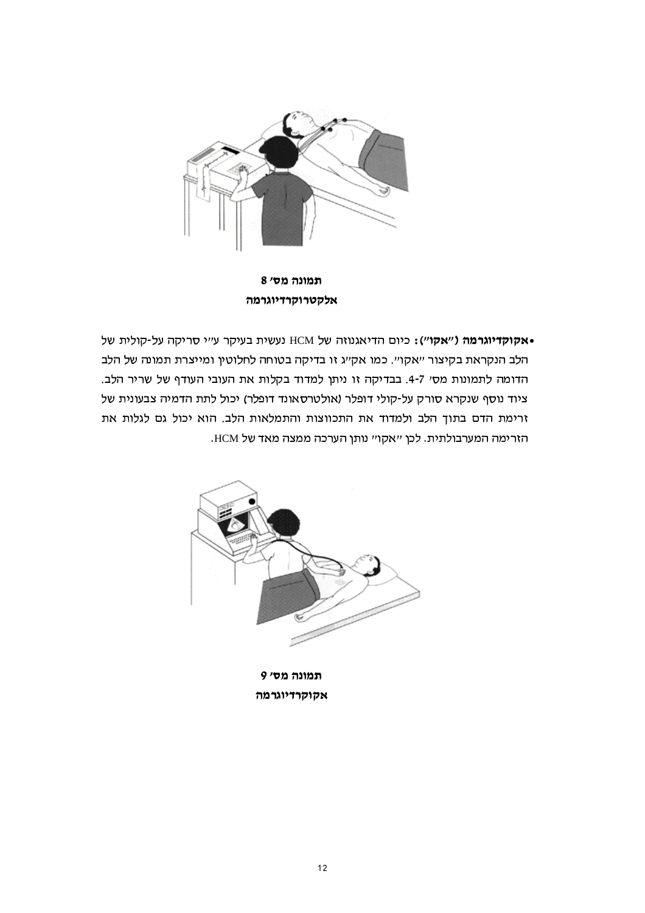**תמונה מס׳ 8**
**אלקטרוקרדיוגרמה**

• **אקוקרדיוגרמה (״אקו״):** כיום הדיאגנוזה של HCM נעשית בעיקר ע״י סריקה על-קולית של הלב הנקראת בקיצור ״אקו״. כמו אק״ג זו בדיקה בטוחה לחלוטין ומייצרת תמונה של הלב הדומה לתמונות מס׳ 4-7. בבדיקה זו ניתן למדוד בקלות את העובי העודף של שריר הלב. ציוד נוסף שנקרא סורק על-קולי דופלר (אולטרסאונד דופלר) יכול לתת הדמיה צבעונית של זרימת הדם בתוך הלב ולמדוד את התכווצות והתמלאות הלב. הוא יכול גם לגלות את הזרימה המערבולתית. לכן ״אקו״ נותן הערכה ממצה מאד של HCM.

**תמונה מס׳ 9**
**אקוקרדיוגרמה**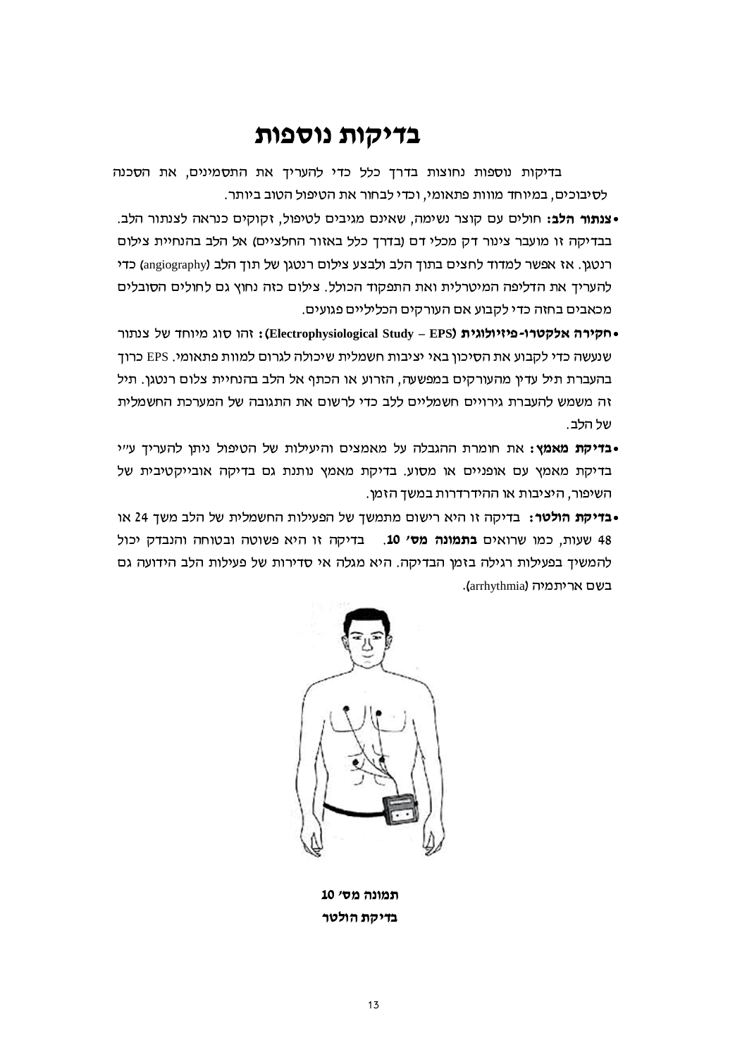# בדיקות נוספות

בדיקות נוספות נחוצות בדרך כלל כדי להעריך את התסמינים, את הסכנה לסיבוכים, במיוחד מוות פתאומי, וכדי לבחור את הטיפול הטוב ביותר.

- **צנתור הלב:** חולים עם קוצר נשימה, שאינם מגיבים לטיפול, זקוקים כנראה לצנתור הלב. בבדיקה זו מועבר צינור דק מכלי דם (בדרך כלל באזור החלציים) אל הלב בהנחיית צילום רנטגן. אז אפשר למדוד לחצים בתוך הלב ולבצע צילום רנטגן של תוך הלב (angiography) כדי להעריך את הדליפה המיטרלית ואת התפקוד הכולל. צילום כזה נחוץ גם לחולים הסובלים מכאבים בחזה כדי לקבוע אם העורקים הכליליים פגועים.
- **חקירה אלקטרו-פיזיולוגית (Electrophysiological Study – EPS):** זהו סוג מיוחד של צנתור שנעשה כדי לקבוע את הסיכון באי יציבות חשמלית שיכולה לגרום למוות פתאומי. EPS כרוך בהעברת תיל עדין מהעורקים במפשעה, הזרוע או הכתף אל הלב בהנחיית צלום רנטגן. תיל זה משמש להעברת גירויים חשמליים ללב כדי לרשום את התגובה של המערכת החשמלית של הלב.
- **בדיקת מאמץ:** את חומרת ההגבלה על מאמצים והיעילות של הטיפול ניתן להעריך ע"י בדיקת מאמץ עם אופניים או מסוע. בדיקת מאמץ נותנת גם בדיקה אובייקטיבית של השיפור, היציבות או ההידרדרות במשך הזמן.
- **בדיקת הולטר:** בדיקה זו היא רישום מתמשך של הפעילות החשמלית של הלב משך 24 או 48 שעות, כמו שרואים **בתמונה מס' 10**. בדיקה זו היא פשוטה ובטוחה והנבדק יכול להמשיך בפעילות רגילה בזמן הבדיקה. היא מגלה אי סדירות של פעילות הלב הידועה גם בשם אריתמיה (arrhythmia).

**תמונה מס' 10**
**בדיקת הולטר**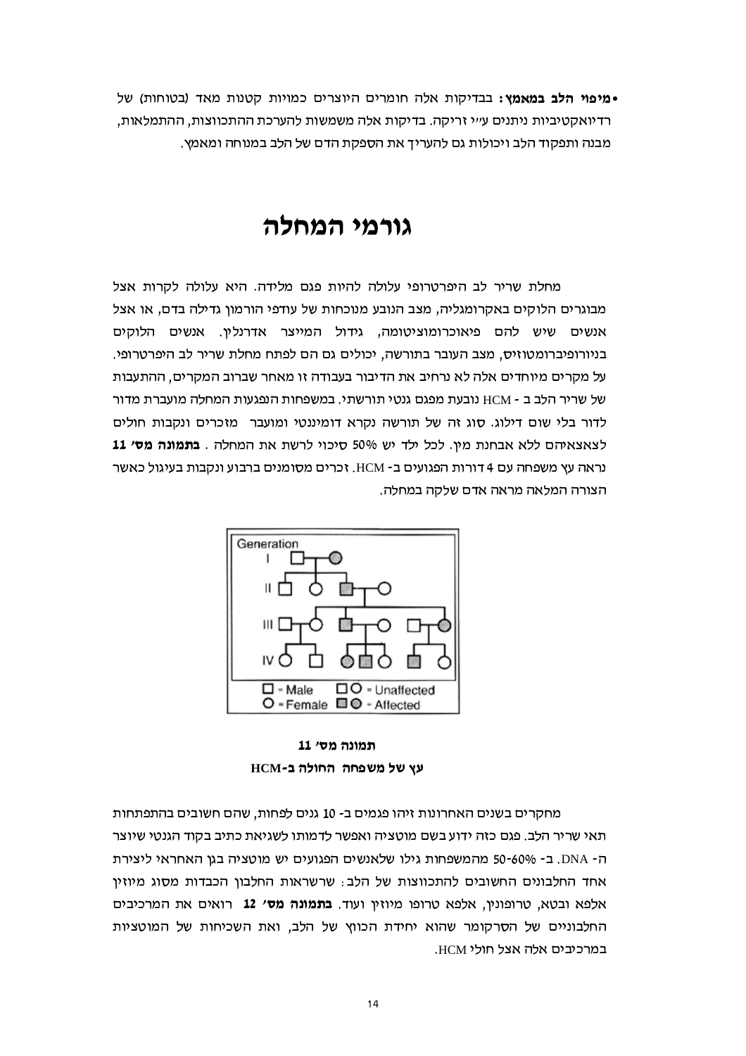- **מיפוי הלב במאמץ:** בבדיקות אלה חומרים היוצרים כמויות קטנות מאד (בטוחות) של רדיואקטיביות ניתנים ע"י זריקה. בדיקות אלה משמשות להערכת ההתכווצות, ההתמלאות, מבנה ותפקוד הלב ויכולות גם להעריך את הספקת הדם של הלב במנוחה ומאמץ.

# גורמי המחלה

מחלת שריר לב היפרטרופי עלולה להיות פגם מלידה. היא עלולה לקרות אצל מבוגרים הלוקים באקרומגליה, מצב הנובע מנוכחות של עודפי הורמון גדילה בדם, או אצל אנשים שיש להם פיאוכרומוציטומה, גידול המייצר אדרנלין. אנשים הלוקים בניורופיברומטוזיס, מצב העובר בתורשה, יכולים גם הם לפתח מחלת שריר לב היפרטרופי. על מקרים מיוחדים אלה לא נרחיב את הדיבור בעבודה זו מאחר שברוב המקרים, ההתעבות של שריר הלב ב - HCM נובעת מפגם גנטי תורשתי. במשפחות הנפגעות המחלה מועברת מדור לדור בלי שום דילוג. סוג זה של תורשה נקרא דומיננטי ומועבר מזכרים ונקבות חולים לצאצאיהם ללא אבחנת מין. לכל ילד יש 50% סיכוי לרשת את המחלה . **בתמונה מס' 11** נראה עץ משפחה עם 4 דורות הפגועים ב- HCM. זכרים מסומנים ברבוע ונקבות בעיגול כאשר הצורה המלאה מראה אדם שלקה במחלה.

**תמונה מס' 11**

**עץ של משפחה החולה ב-HCM**

מחקרים בשנים האחרונות זיהו פגמים ב- 10 גנים לפחות, שהם חשובים בהתפתחות תאי שריר הלב. פגם כזה ידוע בשם מוטציה ואפשר לדמותו לשגיאת כתיב בקוד הגנטי שיוצר ה- DNA. ב- 50-60% מהמשפחות גילו שלאנשים הפגועים יש מוטציה בגן האחראי ליצירת אחד החלבונים החשובים להתכווצות של הלב: שרשראות החלבון הכבדות מסוג מיוזין אלפא ובטא, טרופונין, אלפא טרופו מיוזין ועוד. **בתמונה מס' 12** רואים את המרכיבים החלבוניים של הסרקומר שהוא יחידת הכווץ של הלב, ואת השכיחות של המוטציות במרכיבים אלה אצל חולי HCM.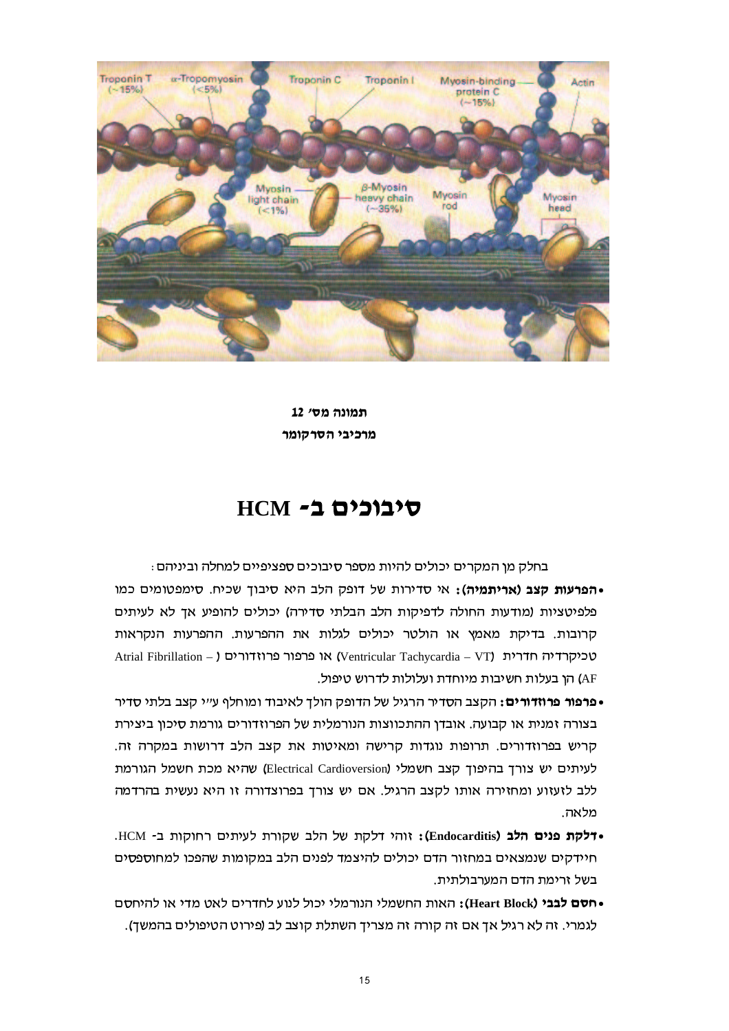**תמונה מס' 12**

**מרכיבי הסרקומר**

# סיבוכים ב- HCM

בחלק מן המקרים יכולים להיות מספר סיבוכים ספציפיים למחלה וביניהם:

- **הפרעות קצב (אריתמיה):** אי סדירות של דופק הלב היא סיבוך שכיח. סימפטומים כמו פלפיטציות (מודעות החולה לדפיקות הלב הבלתי סדירה) יכולים להופיע אך לא לעיתים קרובות. בדיקת מאמץ או הולטר יכולים לגלות את ההפרעות. ההפרעות הנקראות טכיקרדיה חדרית (Ventricular Tachycardia – VT) או פרפור פרוזדורים (Atrial Fibrillation – AF) הן בעלות חשיבות מיוחדת ועלולות לדרוש טיפול.
- **פרפור פרוזדורים:** הקצב הסדיר הרגיל של הדופק הולך לאיבוד ומוחלף ע"י קצב בלתי סדיר בצורה זמנית או קבועה. אובדן ההתכווצות הנורמלית של הפרוזדורים גורמת סיכון ביצירת קריש בפרוזדורים. תרופות נוגדות קרישה ומאיטות את קצב הלב דרושות במקרה זה. לעיתים יש צורך בהיפוך קצב חשמלי (Electrical Cardioversion) שהיא מכת חשמל הגורמת ללב לזעזוע ומחזירה אותו לקצב הרגיל. אם יש צורך בפרוצדורה זו היא נעשית בהרדמה מלאה.
- **דלקת פנים הלב (Endocarditis):** זוהי דלקת של הלב שקורת לעיתים רחוקות ב- HCM. חיידקים שנמצאים במחזור הדם יכולים להיצמד לפנים הלב במקומות שהפכו למחוספסים בשל זרימת הדם המערבולתית.
- **חסם לבבי (Heart Block):** האות החשמלי הנורמלי יכול לנוע לחדרים לאט מדי או להיחסם לגמרי. זה לא רגיל אך אם זה קורה זה מצריך השתלת קוצב לב (פירוט הטיפולים בהמשך).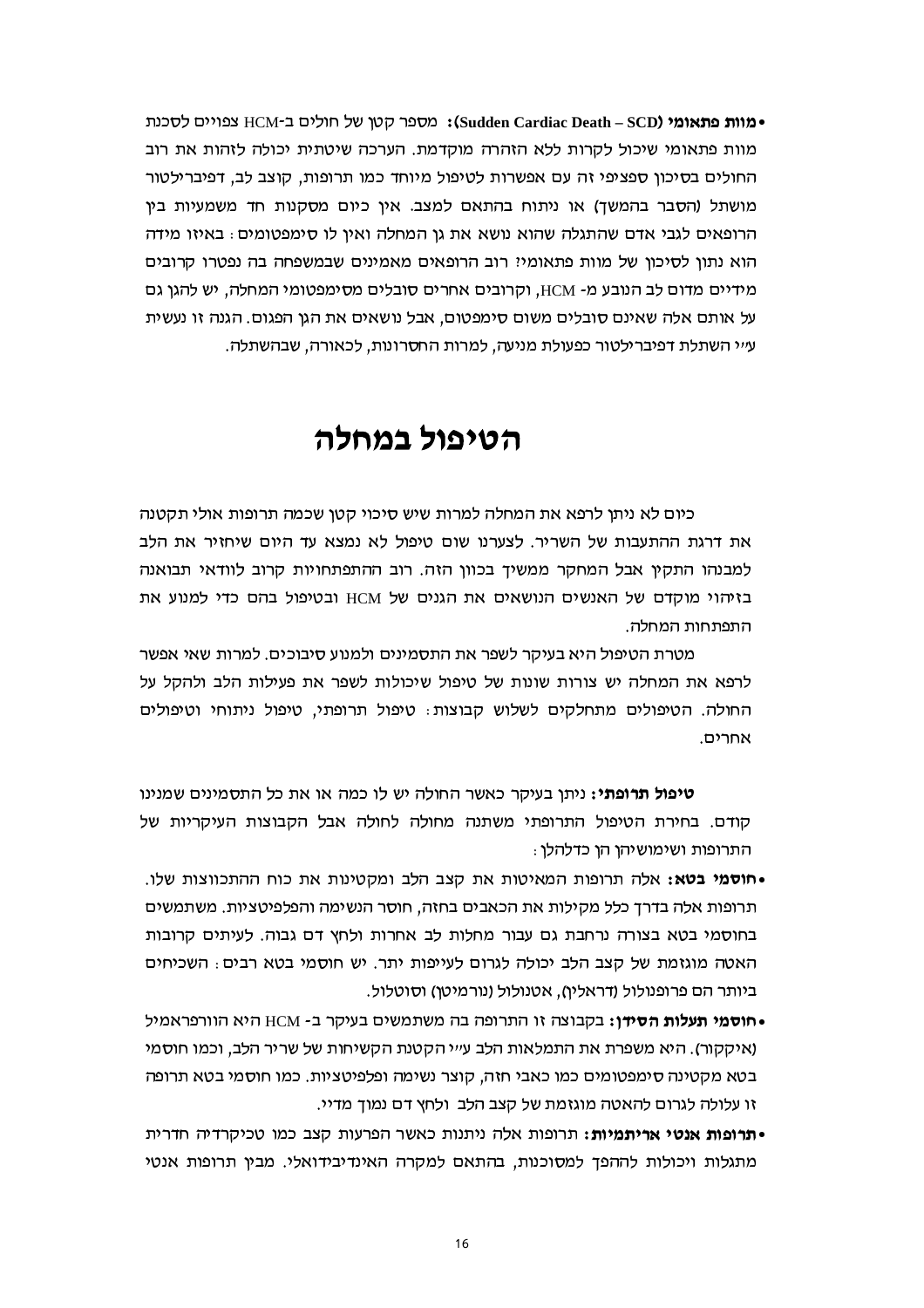- **מוות פתאומי (Sudden Cardiac Death – SCD):** מספר קטן של חולים ב-HCM צפויים לסכנת מוות פתאומי שיכול לקרות ללא הזהרה מוקדמת. הערכה שיטתית יכולה לזהות את רוב החולים בסיכון ספציפי זה עם אפשרות לטיפול מיוחד כמו תרופות, קוצב לב, דפיברילטור מושתל (הסבר בהמשך) או ניתוח בהתאם למצב. אין כיום מסקנות חד משמעיות בין הרופאים לגבי אדם שהתגלה שהוא נושא את גן המחלה ואין לו סימפטומים: באיזו מידה הוא נתון לסיכון של מוות פתאומי? רוב הרופאים מאמינים שבמשפחה בה נפטרו קרובים מידיים מדום לב הנובע מ- HCM, וקרובים אחרים סובלים מסימפטומי המחלה, יש להגן גם על אותם אלה שאינם סובלים משום סימפטום, אבל נושאים את הגן הפגום. הגנה זו נעשית ע״י השתלת דפיברילטור כפעולת מניעה, למרות החסרונות, לכאורה, שבהשתלה.

# הטיפול במחלה

כיום לא ניתן לרפא את המחלה למרות שיש סיכוי קטן שכמה תרופות אולי תקטנה את דרגת ההתעבות של השריר. לצערנו שום טיפול לא נמצא עד היום שיחזיר את הלב למבנהו התקין אבל המחקר ממשיך בכוון הזה. רוב ההתפתחויות קרוב לוודאי תבואנה בזיהוי מוקדם של האנשים הנושאים את הגנים של HCM ובטיפול בהם כדי למנוע את התפתחות המחלה.

מטרת הטיפול היא בעיקר לשפר את התסמינים ולמנוע סיבוכים. למרות שאי אפשר לרפא את המחלה יש צורות שונות של טיפול שיכולות לשפר את פעילות הלב ולהקל על החולה. הטיפולים מתחלקים לשלוש קבוצות: טיפול תרופתי, טיפול ניתוחי וטיפולים אחרים.

**טיפול תרופתי:** ניתן בעיקר כאשר החולה יש לו כמה או את כל התסמינים שמנינו קודם. בחירת הטיפול התרופתי משתנה מחולה לחולה אבל הקבוצות העיקריות של התרופות ושימושיהן הן כדלהלן:

- **חוסמי בטא:** אלה תרופות המאיטות את קצב הלב ומקטינות את כוח ההתכווצות שלו. תרופות אלה בדרך כלל מקילות את הכאבים בחזה, חוסר הנשימה והפלפיטציות. משתמשים בחוסמי בטא בצורה נרחבת גם עבור מחלות לב אחרות ולחץ דם גבוה. לעיתים קרובות האטה מוגזמת של קצב הלב יכולה לגרום לעייפות יתר. יש חוסמי בטא רבים: השכיחים ביותר הם פרופנולול (דראלין), אטנולול (נורמיטן) וסוטלול.
- **חוסמי תעלות הסידן:** בקבוצה זו התרופה בה משתמשים בעיקר ב- HCM היא הוורפאמיל (איקקור). היא משפרת את התמלאות הלב ע״י הקטנת הקשיחות של שריר הלב, וכמו חוסמי בטא מקטינה סימפטומים כמו כאבי חזה, קוצר נשימה ופלפיטציות. כמו חוסמי בטא תרופה זו עלולה לגרום להאטה מוגזמת של קצב הלב ולחץ דם נמוך מדיי.
- **תרופות אנטי אריתמיות:** תרופות אלה ניתנות כאשר הפרעות קצב כמו טכיקרדיה חדרית מתגלות ויכולות להפך למסוכנות, בהתאם למקרה האינדיבידואלי. מבין תרופות אנטי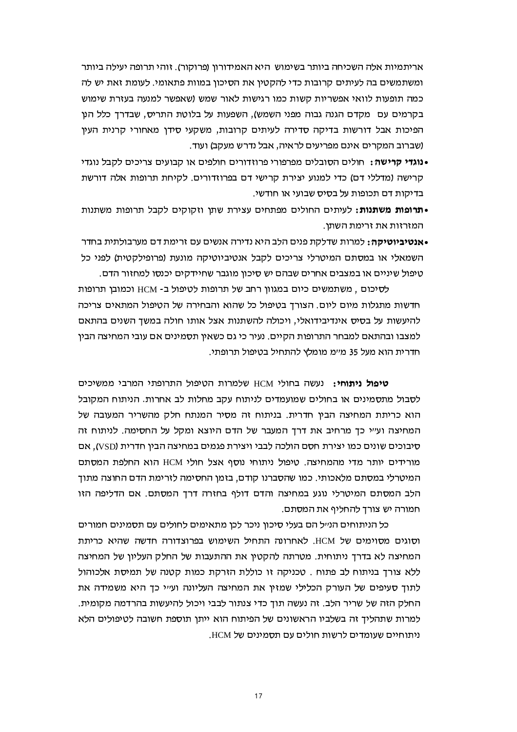אריתמיות אלה השכיחה ביותר בשימוש היא האמידורון (פרוקור). זוהי תרופה יעילה ביותר ומשתמשים בה לעיתים קרובות כדי להקטין את הסיכון במוות פתאומי. לעומת זאת יש לה כמה תופעות לוואי אפשריות קשות כמו רגישות לאור שמש (שאפשר למנעה בעזרת שימוש בקרמים עם מקדם הגנה גבוה מפני השמש), השפעות על בלוטת התריס, שבדרך כלל הן הפיכות אבל דורשות בדיקה סדירה לעיתים קרובות, משקעי סידן מאחורי קרנית העין (שברוב המקרים אינם מפריעים לראיה, אבל נדרש מעקב) ועוד.

- **נוגדי קרישה:** חולים הסובלים מפרפורי פרוזדורים חולפים או קבועים צריכים לקבל נוגדי קרישה (מדללי דם) כדי למנוע יצירת קרישי דם בפרוזדורים. לקיחת תרופות אלה דורשת בדיקות דם תכופות על בסיס שבועי או חודשי.
- **תרופות משתנות:** לעיתים החולים מפתחים עצירת שתן וזקוקים לקבל תרופות משתנות המזרזות את זרימת השתן.
- **אנטיביוטיקה:** למרות שדלקת פנים הלב היא נדירה אנשים עם זרימת דם מערבולתית בחדר השמאלי או במסתם המיטרלי צריכים לקבל אנטיביוטיקה מונעת (פרופילקטית) לפני כל טיפול שיניים או במצבים אחרים שבהם יש סיכון מוגבר שחיידקים יכנסו למחזור הדם.

לסיכום , משתמשים כיום במגוון רחב של תרופות לטיפול ב- HCM וכמובן תרופות חדשות מתגלות מיום ליום. הצורך בטיפול כל שהוא והבחירה של הטיפול המתאים צריכה להיעשות על בסיס אינדיבידואלי, ויכולה להשתנות אצל אותו חולה במשך השנים בהתאם למצבו ובהתאם למבחר התרופות הקיים. נעיר כי גם כשאין תסמינים אם עובי המחיצה הבין חדרית הוא מעל 35 מ"מ מומלץ להתחיל בטיפול תרופתי.

**טיפול ניתוחי:** נעשה בחולי HCM שלמרות הטיפול התרופתי המרבי ממשיכים לסבול מתסמינים או בחולים שמועמדים לניתוח עקב מחלות לב אחרות. הניתוח המקובל הוא כריתת המחיצה הבין חדרית. בניתוח זה מסיר המנתח חלק מהשריר המעובה של המחיצה וע"י כך מרחיב את דרך המעבר של הדם היוצא ומקל על החסימה. לניתוח זה סיבוכים שונים כמו יצירת חסם הולכה לבבי ויצירת פגמים במחיצה הבין חדרית (VSD), אם מורידים יותר מדי מהמחיצה. טיפול ניתוחי נוסף אצל חולי HCM הוא החלפת המסתם המיטרלי במסתם מלאכותי. כמו שהסברנו קודם, בזמן החסימה לזרימת הדם החוצה מתוך הלב המסתם המיטרלי נוגע במחיצה והדם דולף בחזרה דרך המסתם. אם הדליפה הזו חמורה יש צורך להחליף את המסתם.

כל הניתוחים הנ"ל הם בעלי סיכון ניכר לכן מתאימים לחולים עם תסמינים חמורים וסוגים מסוימים של HCM. לאחרונה התחיל השימוש בפרוצדורה חדשה שהיא כריתת המחיצה לא בדרך ניתוחית. מטרתה להקטין את ההתעבות של החלק העליון של המחיצה ללא צורך בניתוח לב פתוח . טכניקה זו כוללת הזרקת כמות קטנה של תמיסת אלכוהול לתוך סעיפים של העורק הכלילי שמזין את המחיצה העליונה וע"י כך היא משמידה את החלק הזה של שריר הלב. זה נעשה תוך כדי צנתור לבבי ויכול להיעשות בהרדמה מקומית. למרות שתהליך זה בשלביו הראשונים של הפיתוח הוא ייתן תוספת חשובה לטיפולים הלא ניתוחיים שעומדים לרשות חולים עם תסמינים של HCM.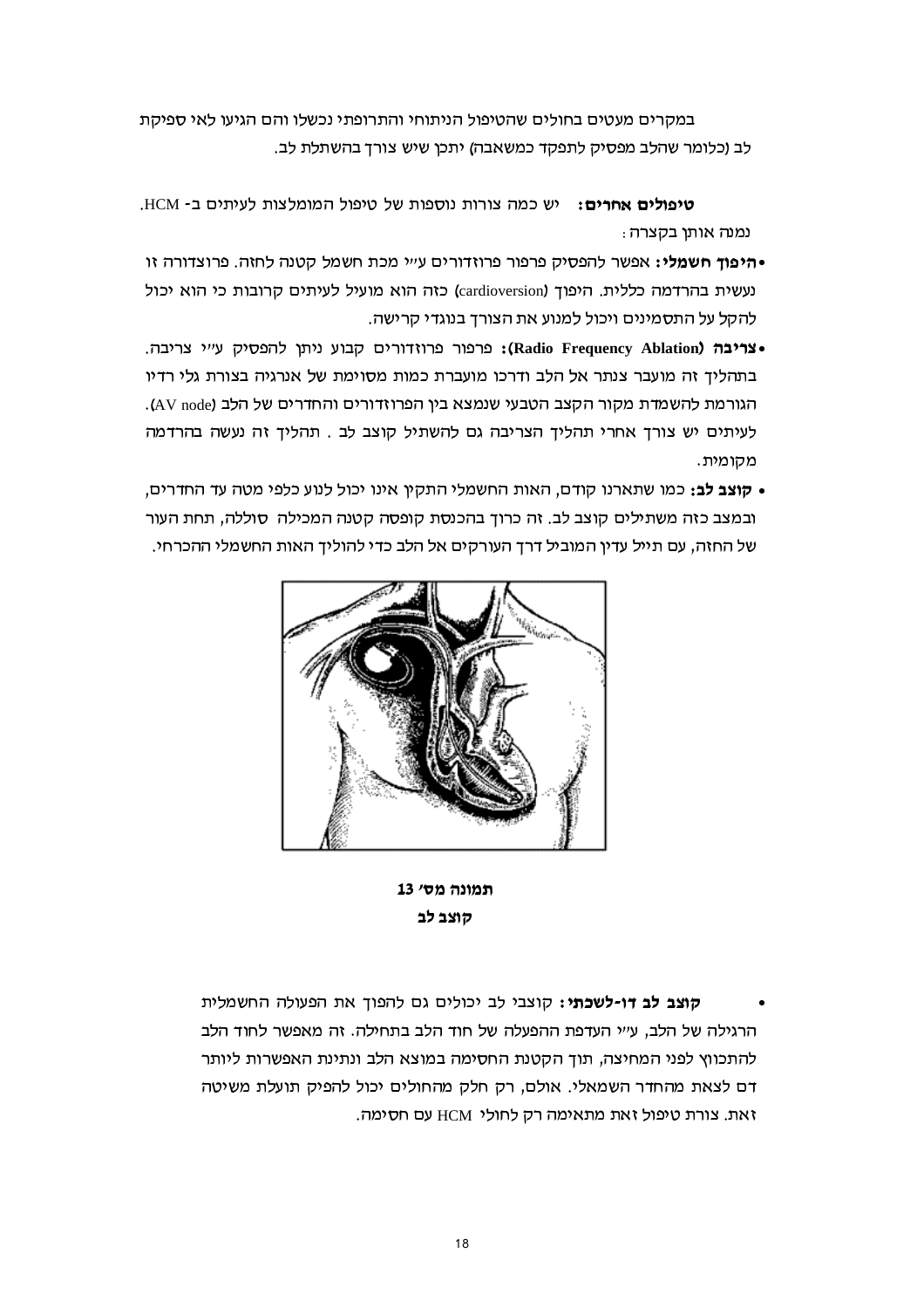במקרים מעטים בחולים שהטיפול הניתוחי והתרופתי נכשלו והם הגיעו לאי ספיקת לב (כלומר שהלב מפסיק לתפקד כמשאבה) יתכן שיש צורך בהשתלת לב.

**טיפולים אחרים:** יש כמה צורות נוספות של טיפול המומלצות לעיתים ב- HCM. נמנה אותן בקצרה:

- **היפוך חשמלי:** אפשר להפסיק פרפור פרוזדורים ע"י מכת חשמל קטנה לחזה. פרוצדורה זו נעשית בהרדמה כללית. היפוך (cardioversion) כזה הוא מועיל לעיתים קרובות כי הוא יכול להקל על התסמינים ויכול למנוע את הצורך בנוגדי קרישה.
- **צריבה (Radio Frequency Ablation):** פרפור פרוזדורים קבוע ניתן להפסיק ע"י צריבה. בתהליך זה מועבר צנתר אל הלב ודרכו מועברת כמות מסוימת של אנרגיה בצורת גלי רדיו הגורמת להשמדת מקור הקצב הטבעי שנמצא בין הפרוזדורים והחדרים של הלב (AV node). לעיתים יש צורך אחרי תהליך הצריבה גם להשתיל קוצב לב . תהליך זה נעשה בהרדמה מקומית.
- **קוצב לב:** כמו שתארנו קודם, האות החשמלי התקין אינו יכול לנוע כלפי מטה עד החדרים, ובמצב כזה משתילים קוצב לב. זה כרוך בהכנסת קופסה קטנה המכילה סוללה, תחת העור של החזה, עם תייל עדין המוביל דרך העורקים אל הלב כדי להוליך האות החשמלי ההכרחי.

**תמונה מס' 13**
**קוצב לב**

- **קוצב לב דו-לשכתי:** קוצבי לב יכולים גם להפוך את הפעולה החשמלית הרגילה של הלב, ע"י העדפת ההפעלה של חוד הלב בתחילה. זה מאפשר לחוד הלב להתכווץ לפני המחיצה, תוך הקטנת החסימה במוצא הלב ונתינת האפשרות ליותר דם לצאת מהחדר השמאלי. אולם, רק חלק מהחולים יכול להפיק תועלת משיטה זאת. צורת טיפול זאת מתאימה רק לחולי HCM עם חסימה.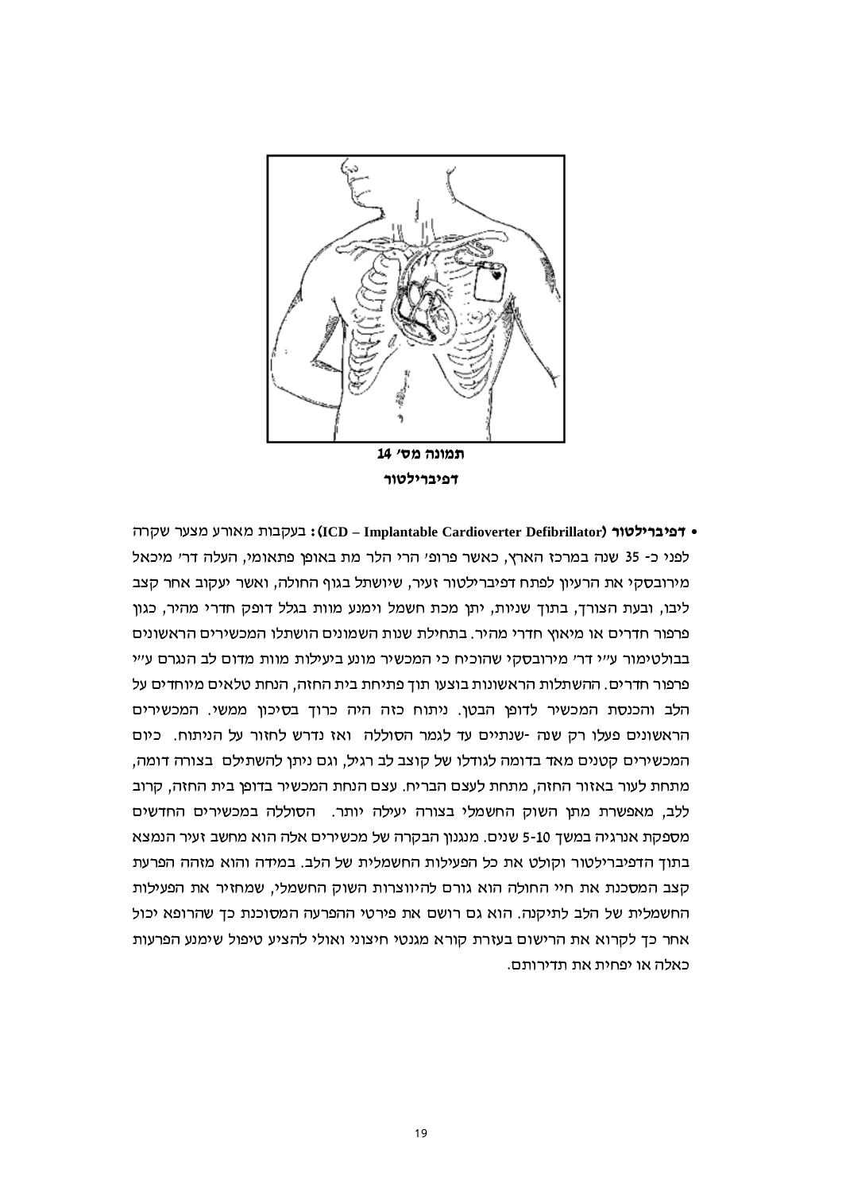תמונה מס' 14

דפיברילטור

- **דפיברילטור (ICD – Implantable Cardioverter Defibrillator):** בעקבות מאורע מצער שקרה לפני כ- 35 שנה במרכז הארץ, כאשר פרופ' הרי הלר מת באופן פתאומי, העלה דר' מיכאל מירובסקי את הרעיון לפתח דפיברילטור זעיר, שיושתל בגוף החולה, ואשר יעקוב אחר קצב ליבו, ובעת הצורך, בתוך שניות, יתן מכת חשמל וימנע מוות בגלל דופק חדרי מהיר, כגון פרפור חדרים או מיאוץ חדרי מהיר. בתחילת שנות השמונים הושתלו המכשירים הראשונים בבולטימור ע"י דר' מירובסקי שהוכיח כי המכשיר מונע ביעילות מוות מדום לב הנגרם ע"י פרפור חדרים. ההשתלות הראשונות בוצעו תוך פתיחת בית החזה, הנחת טלאים מיוחדים על הלב והכנסת המכשיר לדופן הבטן. ניתוח כזה היה כרוך בסיכון ממשי. המכשירים הראשונים פעלו רק שנה -שנתיים עד לגמר הסוללה ואז נדרש לחזור על הניתוח. כיום המכשירים קטנים מאד בדומה לגודלו של קוצב לב רגיל, וגם ניתן להשתילם בצורה דומה, מתחת לעור באזור החזה, מתחת לעצם הבריח. עצם הנחת המכשיר בדופן בית החזה, קרוב ללב, מאפשרת מתן השוק החשמלי בצורה יעילה יותר. הסוללה במכשירים החדשים מספקת אנרגיה במשך 5-10 שנים. מנגנון הבקרה של מכשירים אלה הוא מחשב זעיר הנמצא בתוך הדפיברילטור וקולט את כל הפעילות החשמלית של הלב. במידה והוא מזהה הפרעת קצב המסכנת את חיי החולה הוא גורם להיווצרות השוק החשמלי, שמחזיר את הפעילות החשמלית של הלב לתיקנה. הוא גם רושם את פירטי ההפרעה המסוכנת כך שהרופא יכול אחר כך לקרוא את הרישום בעזרת קורא מגנטי חיצוני ואולי להציע טיפול שימנע הפרעות כאלה או יפחית את תדירותם.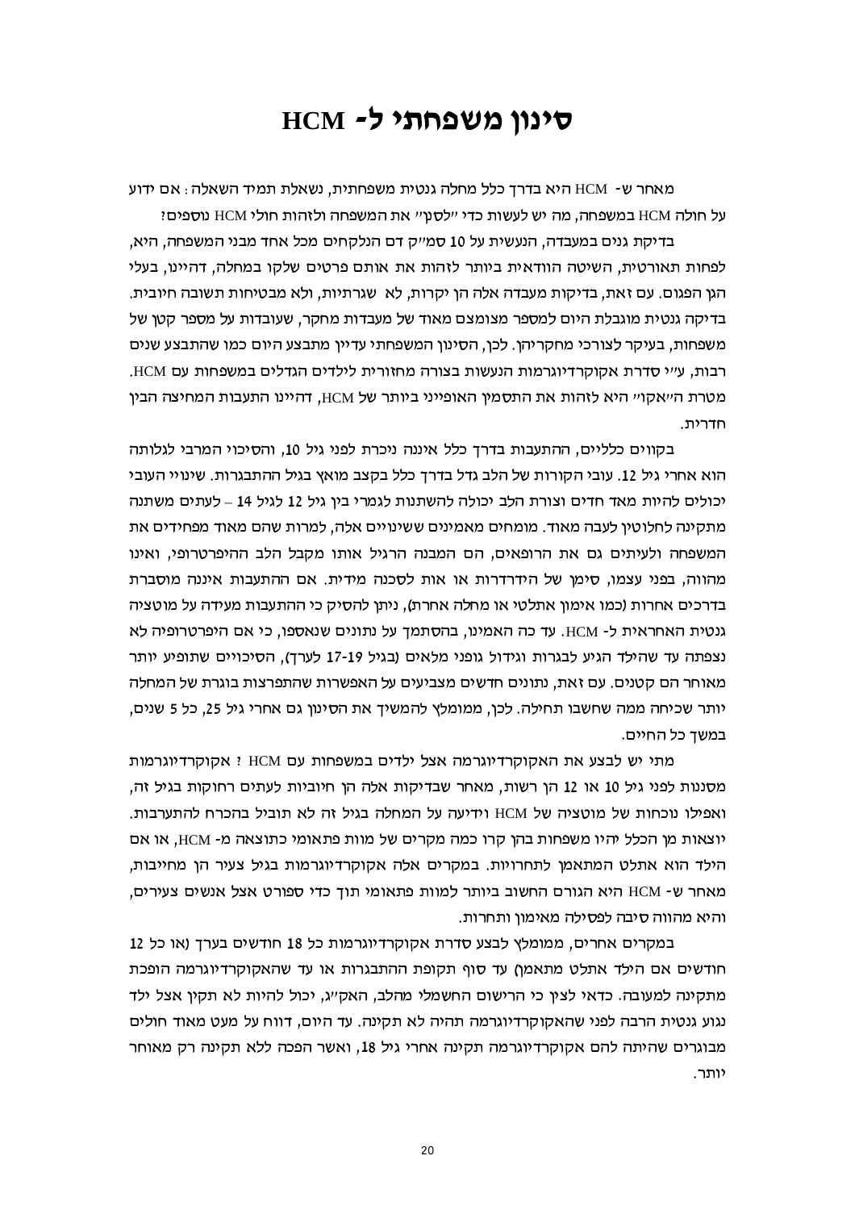# סינון משפחתי ל- HCM

מאחר ש- HCM היא בדרך כלל מחלה גנטית משפחתית, נשאלת תמיד השאלה: אם ידוע על חולה HCM במשפחה, מה יש לעשות כדי "לסנן" את המשפחה ולזהות חולי HCM נוספים?

בדיקת גנים במעבדה, הנעשית על 10 סמ"ק דם הנלקחים מכל אחד מבני המשפחה, היא, לפחות תאורטית, השיטה הוודאית ביותר לזהות את אותם פרטים שלקו במחלה, דהיינו, בעלי הגן הפגום. עם זאת, בדיקות מעבדה אלה הן יקרות, לא שגרתיות, ולא מבטיחות תשובה חיובית. בדיקה גנטית מוגבלת היום למספר מצומצם מאוד של מעבדות מחקר, שעובדות על מספר קטן של משפחות, בעיקר לצורכי מחקריהן. לכן, הסינון המשפחתי עדיין מתבצע היום כמו שהתבצע שנים רבות, ע"י סדרת אקוקרדיוגרמות הנעשות בצורה מחזורית לילדים הגדלים במשפחות עם HCM. מטרת ה"אקו" היא לזהות את התסמין האופייני ביותר של HCM, דהיינו התעבות המחיצה הבין חדרית.

בקווים כלליים, ההתעבות בדרך כלל איננה ניכרת לפני גיל 10, והסיכוי המרבי לגלותה הוא אחרי גיל 12. עובי הקורות של הלב גדל בדרך כלל בקצב מואץ בגיל ההתבגרות. שינויי העובי יכולים להיות מאד חדים וצורת הלב יכולה להשתנות לגמרי בין גיל 12 לגיל 14 – לעתים משתנה מתקינה לחלוטין לעבה מאוד. מומחים מאמינים ששינויים אלה, למרות שהם מאוד מפחידים את המשפחה ולעיתים גם את הרופאים, הם המבנה הרגיל אותו מקבל הלב ההיפרטרופי, ואינו מהווה, בפני עצמו, סימן של הידרדרות או אות לסכנה מידית. אם ההתעבות איננה מוסברת בדרכים אחרות (כמו אימון אתלטי או מחלה אחרת), ניתן להסיק כי ההתעבות מעידה על מוטציה גנטית האחראית ל- HCM. עד כה האמינו, בהסתמך על נתונים שנאספו, כי אם היפרטרופיה לא נצפתה עד שהילד הגיע לבגרות וגידול גופני מלאים (בגיל 19-17 לערך), הסיכויים שתופיע יותר מאוחר הם קטנים. עם זאת, נתונים חדשים מצביעים על האפשרות שהתפרצות בוגרת של המחלה יותר שכיחה ממה שחשבו תחילה. לכן, ממומלץ להמשיך את הסינון גם אחרי גיל 25, כל 5 שנים, במשך כל החיים.

מתי יש לבצע את האקוקרדיוגרמה אצל ילדים במשפחות עם HCM ? אקוקרדיוגרמות מסננות לפני גיל 10 או 12 הן רשות, מאחר שבדיקות אלה הן חיוביות לעתים רחוקות בגיל זה, ואפילו נוכחות של מוטציה של HCM וידיעה על המחלה בגיל זה לא תוביל בהכרח להתערבות. יוצאות מן הכלל יהיו משפחות בהן קרו כמה מקרים של מוות פתאומי כתוצאה מ- HCM, או אם הילד הוא אתלט המתאמן לתחרויות. במקרים אלה אקוקרדיוגרמות בגיל צעיר הן מחייבות, מאחר ש- HCM היא הגורם החשוב ביותר למוות פתאומי תוך כדי ספורט אצל אנשים צעירים, והיא מהווה סיבה לפסילה מאימון ותחרות.

במקרים אחרים, ממומלץ לבצע סדרת אקוקרדיוגרמות כל 18 חודשים בערך (או כל 12 חודשים אם הילד אתלט מתאמן) עד סוף תקופת ההתבגרות או עד שהאקוקרדיוגרמה הופכת מתקינה למעובה. כדאי לציין כי הרישום החשמלי מהלב, האק"ג, יכול להיות לא תקין אצל ילד נגוע גנטית הרבה לפני שהאקוקרדיוגרמה תהיה לא תקינה. עד היום, דווח על מעט מאוד חולים מבוגרים שהיתה להם אקוקרדיוגרמה תקינה אחרי גיל 18, ואשר הפכה ללא תקינה רק מאוחר יותר.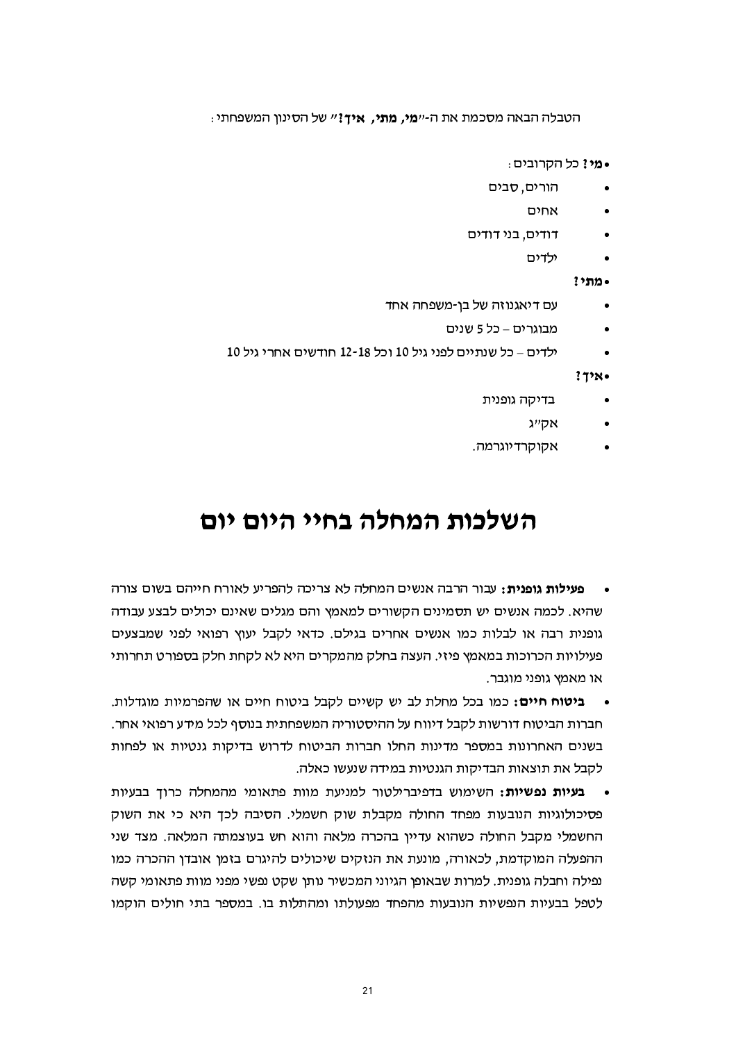הטבלה הבאה מסכמת את ה-"**מי, מתי, איך?**" של הסינון המשפחתי:

- **מי?** כל הקרובים:
  - הורים, סבים
  - אחים
  - דודים, בני דודים
  - ילדים
- **מתי?**
  - עם דיאגנוזה של בן-משפחה אחד
  - מבוגרים – כל 5 שנים
  - ילדים – כל שנתיים לפני גיל 10 וכל 12-18 חודשים אחרי גיל 10
- **איך?**
  - בדיקה גופנית
  - אק"ג
  - אקוקרדיוגרמה.

# השלכות המחלה בחיי היום יום

- **פעילות גופנית:** עבור הרבה אנשים המחלה לא צריכה להפריע לאורח חייהם בשום צורה שהיא. לכמה אנשים יש תסמינים הקשורים למאמץ והם מגלים שאינם יכולים לבצע עבודה גופנית רבה או לבלות כמו אנשים אחרים בגילם. כדאי לקבל יעוץ רפואי לפני שמבצעים פעילויות הכרוכות במאמץ פיזי. העצה בחלק מהמקרים היא לא לקחת חלק בספורט תחרותי או מאמץ גופני מוגבר.
- **ביטוח חיים:** כמו בכל מחלת לב יש קשיים לקבל ביטוח חיים או שהפרמיות מוגדלות. חברות הביטוח דורשות לקבל דיווח על ההיסטוריה המשפחתית בנוסף לכל מידע רפואי אחר. בשנים האחרונות במספר מדינות החלו חברות הביטוח לדרוש בדיקות גנטיות או לפחות לקבל את תוצאות הבדיקות הגנטיות במידה שנעשו כאלה.
- **בעיות נפשיות:** השימוש בדפיברילטור למניעת מוות פתאומי מהמחלה כרוך בבעיות פסיכולוגיות הנובעות מפחד החולה מקבלת שוק חשמלי. הסיבה לכך היא כי את השוק החשמלי מקבל החולה כשהוא עדיין בהכרה מלאה והוא חש בעוצמתה המלאה. מצד שני ההפעלה המוקדמת, לכאורה, מונעת את הנזקים שיכולים להיגרם בזמן אובדן ההכרה כמו נפילה וחבלה גופנית. למרות שבאופן הגיוני המכשיר נותן שקט נפשי מפני מוות פתאומי קשה לטפל בבעיות הנפשיות הנובעות מהפחד מפעולתו ומהתלות בו. במספר בתי חולים הוקמו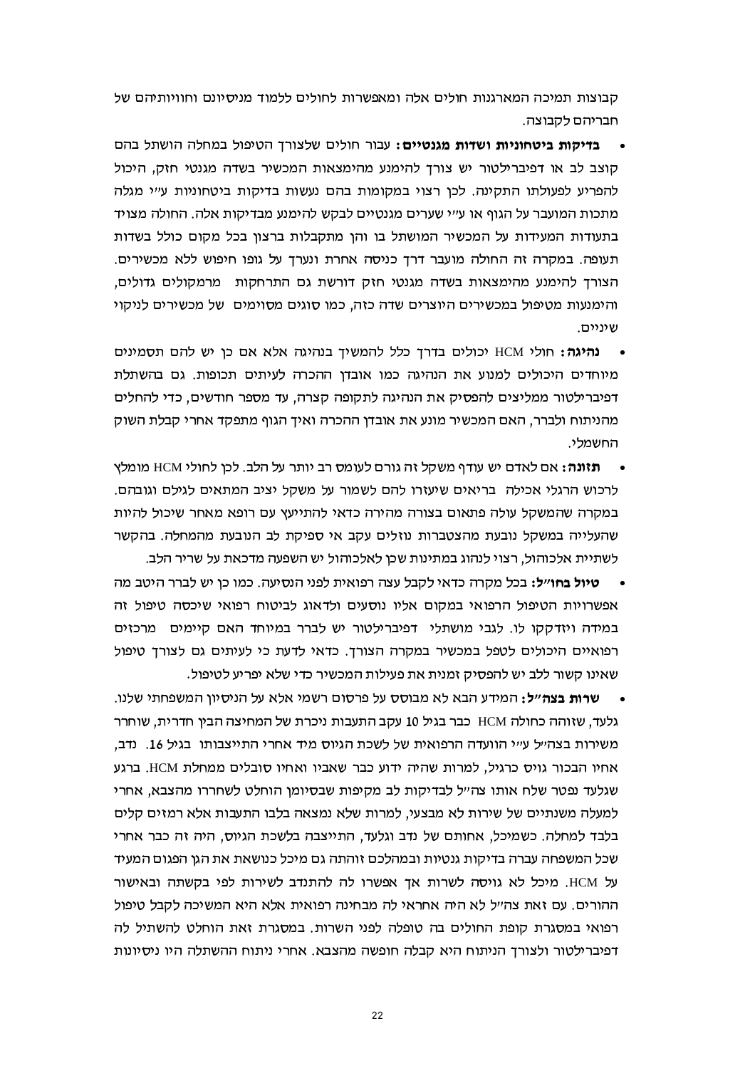קבוצות תמיכה המארגנות חולים אלה ומאפשרות לחולים ללמוד מניסיונם וחוויותיהם של חבריהם לקבוצה.

- **בדיקות ביטחוניות ושדות מגנטיים:** עבור חולים שלצורך הטיפול במחלה הושתל בהם קוצב לב או דפיברילטור יש צורך להימנע מהימצאות המכשיר בשדה מגנטי חזק, היכול להפריע לפעולתו התקינה. לכן רצוי במקומות בהם נעשות בדיקות ביטחוניות ע"י מגלה מתכות המועבר על הגוף או ע"י שערים מגנטיים לבקש להימנע מבדיקות אלה. החולה מצויד בתעודות המעידות על המכשיר המושתל בו והן מתקבלות ברצון בכל מקום כולל בשדות תעופה. במקרה זה החולה מועבר דרך כניסה אחרת ונערך על גופו חיפוש ללא מכשירים. הצורך להימנע מהימצאות בשדה מגנטי חזק דורשת גם התרחקות מרמקולים גדולים, והימנעות מטיפול במכשירים היוצרים שדה כזה, כמו סוגים מסוימים של מכשירים לניקוי שיניים.
- **נהיגה:** חולי HCM יכולים בדרך כלל להמשיך בנהיגה אלא אם כן יש להם תסמינים מיוחדים היכולים למנוע את הנהיגה כמו אובדן ההכרה לעיתים תכופות. גם בהשתלת דפיברילטור ממליצים להפסיק את הנהיגה לתקופה קצרה, עד מספר חודשים, כדי להחלים מהניתוח ולברר, האם המכשיר מונע את אובדן ההכרה ואיך הגוף מתפקד אחרי קבלת השוק החשמלי.
- **תזונה:** אם לאדם יש עודף משקל זה גורם לעומס רב יותר על הלב. לכן לחולי HCM מומלץ לרכוש הרגלי אכילה בריאים שיעזרו להם לשמור על משקל יציב המתאים לגילם וגובהם. במקרה שהמשקל עולה פתאום בצורה מהירה כדאי להתייעץ עם רופא מאחר שיכול להיות שהעלייה במשקל נובעת מהצטברות נוזלים עקב אי ספיקת לב הנובעת מהמחלה. בהקשר לשתיית אלכוהול, רצוי לנהוג במתינות שכן לאלכוהול יש השפעה מדכאת על שריר הלב.
- **טיול בחו"ל:** בכל מקרה כדאי לקבל עצה רפואית לפני הנסיעה. כמו כן יש לברר היטב מה אפשרויות הטיפול הרפואי במקום אליו נוסעים ולדאוג לביטוח רפואי שיכסה טיפול זה במידה ויזדקקו לו. לגבי מושתלי דפיברילטור יש לברר במיוחד האם קיימים מרכזים רפואיים היכולים לטפל במכשיר במקרה הצורך. כדאי לדעת כי לעיתים גם לצורך טיפול שאינו קשור ללב יש להפסיק זמנית את פעילות המכשיר כדי שלא יפריע לטיפול.
- **שרות בצה"ל:** המידע הבא לא מבוסס על פרסום רשמי אלא על הניסיון המשפחתי שלנו. גלעד, שזוהה כחולה HCM כבר בגיל 10 עקב התעבות ניכרת של המחיצה הבין חדרית, שוחרר משירות בצה"ל ע"י הוועדה הרפואית של לשכת הגיוס מיד אחרי התייצבותו בגיל 16. נדב, אחיו הבכור גויס כרגיל, למרות שהיה ידוע כבר שאביו ואחיו סובלים ממחלת HCM. ברגע שגלעד נפטר שלח אותו צה"ל לבדיקות לב מקיפות שבסיומן הוחלט לשחררו מהצבא, אחרי למעלה משנתיים של שירות לא מבצעי, למרות שלא נמצאה בלבו התעבות אלא רמזים קלים בלבד למחלה. כשמיכל, אחותם של נדב וגלעד, התייצבה בלשכת הגיוס, היה זה כבר אחרי שכל המשפחה עברה בדיקות גנטיות ובמהלכם זוהתה גם מיכל כנושאת את הגן הפגום המעיד על HCM. מיכל לא גויסה לשרות אך אפשרו לה להתנדב לשירות לפי בקשתה ובאישור ההורים. עם זאת צה"ל לא היה אחראי לה מבחינה רפואית אלא היא המשיכה לקבל טיפול רפואי במסגרת קופת החולים בה טופלה לפני השרות. במסגרת זאת הוחלט להשתיל לה דפיברילטור ולצורך הניתוח היא קבלה חופשה מהצבא. אחרי ניתוח ההשתלה היו ניסיונות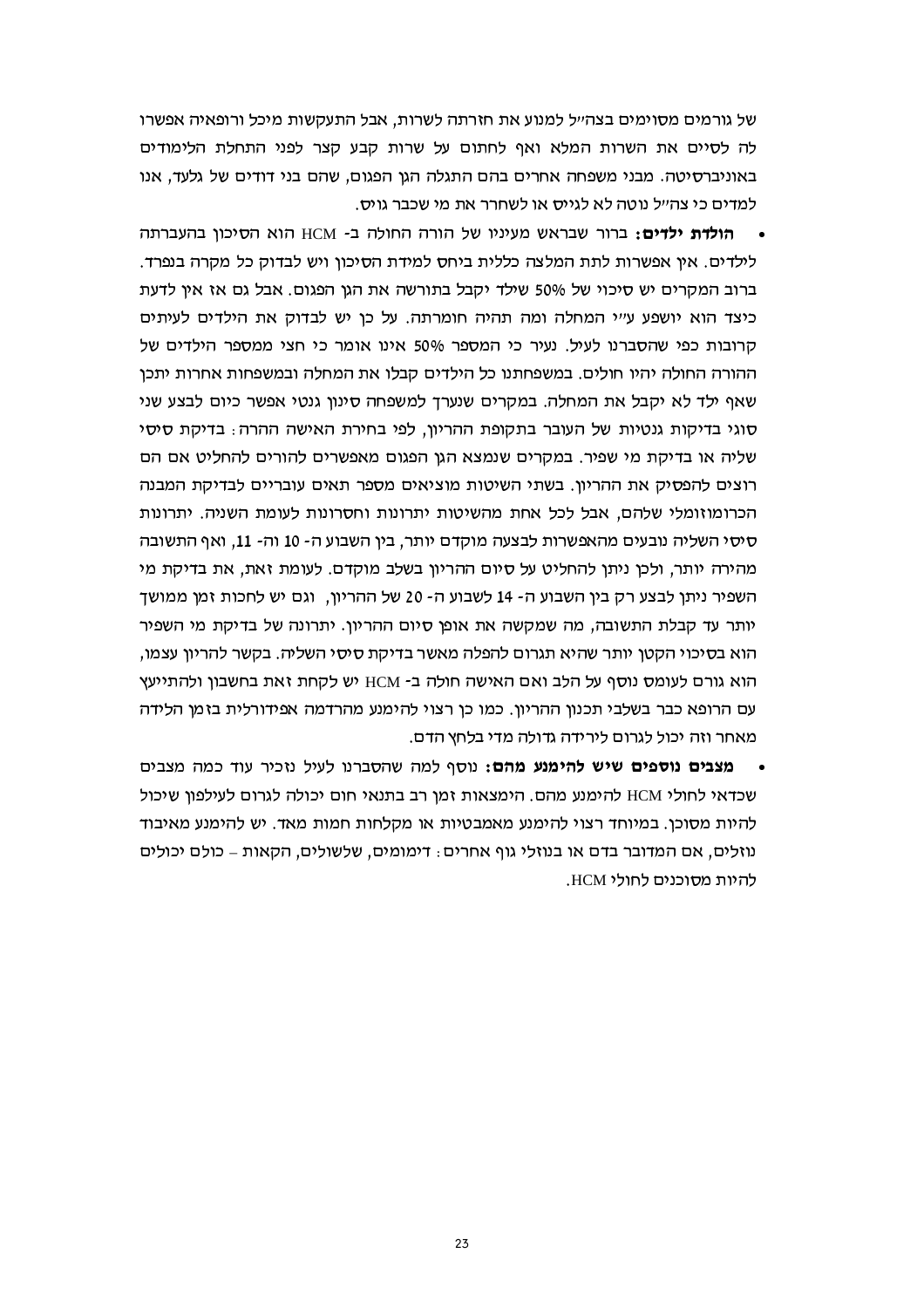של גורמים מסוימים בצה"ל למנוע את חזרתה לשרות, אבל התעקשות מיכל ורופאיה אפשרו לה לסיים את השרות המלא ואף לחתום על שרות קבע קצר לפני התחלת הלימודים באוניברסיטה. מבני משפחה אחרים בהם התגלה הגן הפגום, שהם בני דודים של גלעד, אנו למדים כי צה"ל נוטה לא לגייס או לשחרר את מי שכבר גויס.

- **הולדת ילדים:** ברור שבראש מעייניו של הורה החולה ב- HCM הוא הסיכון בהעברתה לילדים. אין אפשרות לתת המלצה כללית ביחס למידת הסיכון ויש לבדוק כל מקרה בנפרד. ברוב המקרים יש סיכוי של 50% שילד יקבל בתורשה את הגן הפגום. אבל גם אז אין לדעת כיצד הוא יושפע ע"י המחלה ומה תהיה חומרתה. על כן יש לבדוק את הילדים לעיתים קרובות כפי שהסברנו לעיל. נעיר כי המספר 50% אינו אומר כי חצי ממספר הילדים של ההורה החולה יהיו חולים. במשפחתנו כל הילדים קבלו את המחלה ובמשפחות אחרות יתכן שאף ילד לא יקבל את המחלה. במקרים שנערך למשפחה סינון גנטי אפשר כיום לבצע שני סוגי בדיקות גנטיות של העובר בתקופת ההריון, לפי בחירת האישה ההרה: בדיקת סיסי שליה או בדיקת מי שפיר. במקרים שנמצא הגן הפגום מאפשרים להורים להחליט אם הם רוצים להפסיק את ההריון. בשתי השיטות מוציאים מספר תאים עובריים לבדיקת המבנה הכרומוזומלי שלהם, אבל לכל אחת מהשיטות יתרונות וחסרונות לעומת השניה. יתרונות סיסי השליה נובעים מהאפשרות לבצעה מוקדם יותר, בין השבוע ה- 10 וה- 11, ואף התשובה מהירה יותר, ולכן ניתן להחליט על סיום ההריון בשלב מוקדם. לעומת זאת, את בדיקת מי השפיר ניתן לבצע רק בין השבוע ה- 14 לשבוע ה- 20 של ההריון, וגם יש לחכות זמן ממושך יותר עד קבלת התשובה, מה שמקשה את אופן סיום ההריון. יתרונה של בדיקת מי השפיר הוא בסיכוי הקטן יותר שהיא תגרום להפלה מאשר בדיקת סיסי השליה. בקשר להריון עצמו, הוא גורם לעומס נוסף על הלב ואם האישה חולה ב- HCM יש לקחת זאת בחשבון ולהתייעץ עם הרופא כבר בשלבי תכנון ההריון. כמו כן רצוי להימנע מהרדמה אפידורלית בזמן הלידה מאחר וזה יכול לגרום לירידה גדולה מדי בלחץ הדם.
- **מצבים נוספים שיש להימנע מהם:** נוסף למה שהסברנו לעיל נזכיר עוד כמה מצבים שכדאי לחולי HCM להימנע מהם. הימצאות זמן רב בתנאי חום יכולה לגרום לעילפון שיכול להיות מסוכן. במיוחד רצוי להימנע מאמבטיות או מקלחות חמות מאד. יש להימנע מאיבוד נוזלים, אם המדובר בדם או בנוזלי גוף אחרים: דימומים, שלשולים, הקאות – כולם יכולים להיות מסוכנים לחולי HCM.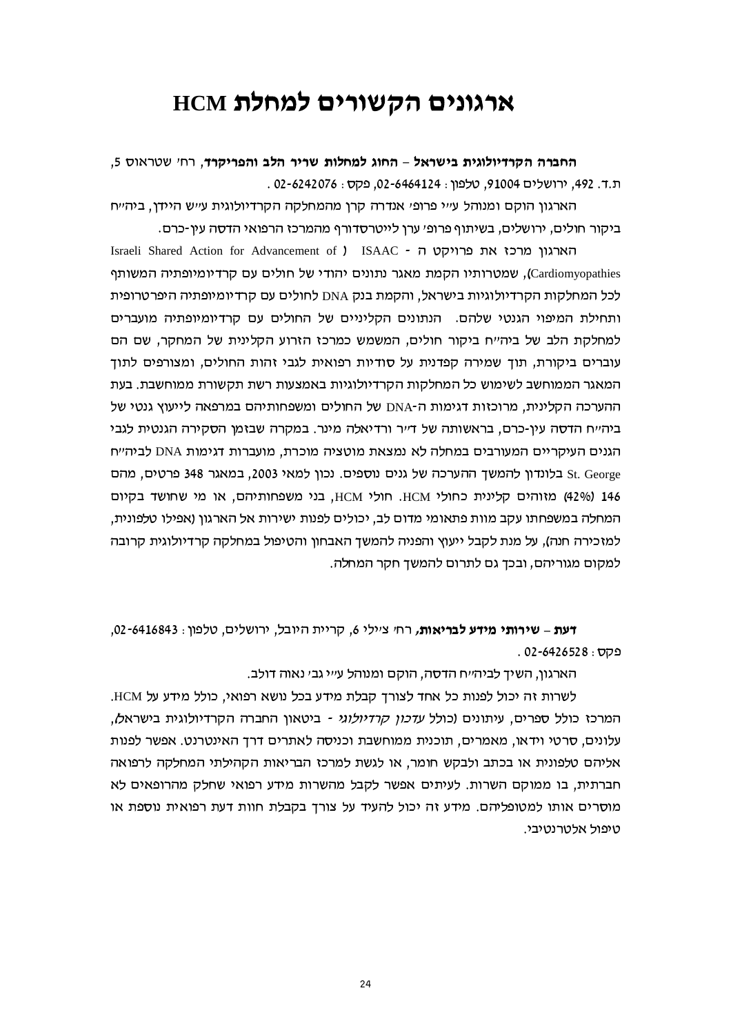# ארגונים הקשורים למחלת HCM

**החברה הקרדיולוגית בישראל – החוג למחלות שריר הלב והפריקרד**, רח' שטראוס 5, ת.ד. 492, ירושלים 91004, טלפון : 02-6464124, פקס : 02-6242076 .

הארגון הוקם ומנוהל ע"י פרופ' אנדרה קרן מהמחלקה הקרדיולוגית ע"ש היידן, ביה"ח ביקור חולים, ירושלים, בשיתוף פרופ' ערן לייטרסדורף מהמרכז הרפואי הדסה עין-כרם.

הארגון מרכז את פרוייקט ה - ISAAC ( Israeli Shared Action for Advancement of Cardiomyopathies), שמטרותיו הקמת מאגר נתונים יהודי של חולים עם קרדיומיופתיה המשותף לכל המחלקות הקרדיולוגיות בישראל, והקמת בנק DNA לחולים עם קרדיומיופתיה היפרטרופית ותחילת המיפוי הגנטי שלהם. הנתונים הקליניים של החולים עם קרדיומיופתיה מועברים למחלקת הלב של ביה"ח ביקור חולים, המשמש כמרכז הזרוע הקלינית של המחקר, שם הם עוברים ביקורת, תוך שמירה קפדנית על סודיות רפואית לגבי זהות החולים, ומצורפים לתוך המאגר הממוחשב לשימוש כל המחלקות הקרדיולוגיות באמצעות רשת תקשורת ממוחשבת. בעת ההערכה הקלינית, מרוכזות דגימות ה-DNA של החולים ומשפחותיהם במרפאה לייעוץ גנטי של ביה"ח הדסה עין-כרם, בראשותה של ד"ר ורדיאלה מינר. במקרה שבזמן הסקירה הגנטית לגבי הגנים העיקריים המעורבים במחלה לא נמצאת מוטציה מוכרת, מועברות דגימות DNA לביה"ח St. George בלונדון להמשך ההערכה של גנים נוספים. נכון למאי 2003, במאגר 348 פרטים, מהם 146 (42%) מזוהים קלינית כחולי HCM. חולי HCM, בני משפחותיהם, או מי שחושד בקיום המחלה במשפחתו עקב מוות פתאומי מדום לב, יכולים לפנות ישירות אל הארגון (אפילו טלפונית, למזכירה חנה), על מנת לקבל ייעוץ והפניה להמשך האבחון והטיפול במחלקה קרדיולוגית קרובה למקום מגוריהם, ובכך גם לתרום להמשך חקר המחלה.

**דעת – שירותי מידע לבריאות**, רח' צ'ילי 6, קריית היובל, ירושלים, טלפון : 02-6416843, פקס : 02-6426528 .

הארגון, השיך לביה"ח הדסה, הוקם ומנוהל ע"י גב' נאוה דולב.

לשרות זה יכול לפנות כל אחד לצורך קבלת מידע בכל נושא רפואי, כולל מידע על HCM. המרכז כולל ספרים, עיתונים (כולל *עדכון קרדיולוגי* - ביטאון החברה הקרדיולוגית בישראל), עלונים, סרטי וידאו, מאמרים, תוכנית ממוחשבת וכניסה לאתרים דרך האינטרנט. אפשר לפנות אליהם טלפונית או בכתב ולבקש חומר, או לגשת למרכז הבריאות הקהילתי המחלקה לרפואה חברתית, בו ממוקם השרות. לעיתים אפשר לקבל מהשרות מידע רפואי שחלק מהרופאים לא מוסרים אותו למטופליהם. מידע זה יכול להעיד על צורך בקבלת חוות דעת רפואית נוספת או טיפול אלטרנטיבי.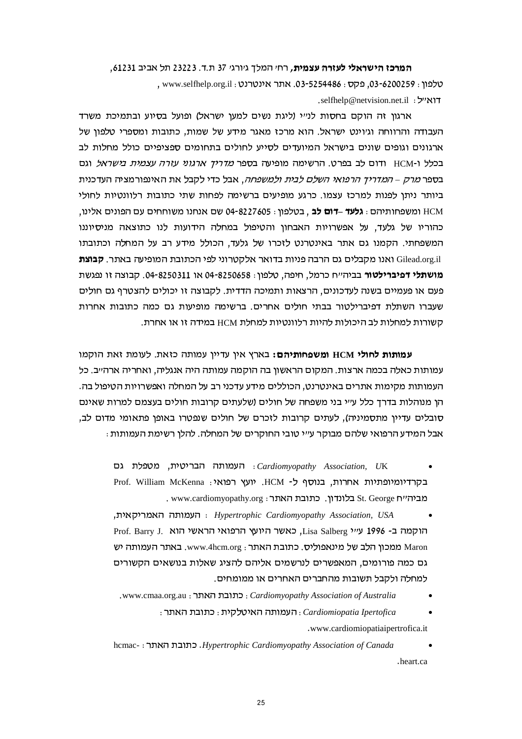**המרכז הישראלי לעזרה עצמית**, רח' המלך ג'ורג' 37 ת.ד. 23223 תל אביב 61231,
טלפון: 03-6200259, פקס: 03-5254486. אתר אינטרנט: www.selfhelp.org.il ,
דוא"ל: selfhelp@netvision.net.il.

ארגון זה הוקם בחסות לנ"י (ליגת נשים למען ישראל) ופועל בסיוע ובתמיכת משרד העבודה והרווחה וג'וינט ישראל. הוא מרכז מאגר מידע של שמות, כתובות ומספרי טלפון של ארגונים וגופים שונים בישראל המיועדים לסייע לחולים בתחומים ספציפיים כולל מחלות לב בכלל ו-HCM ודום לב בפרט. הרשימה מופיעה בספר *מדריך ארגוני עזרה עצמית בישראל* וגם בספר *מרק – המדריך הרפואי השלם לבית ולמשפחה*, אבל כדי לקבל את האינפורמציה העדכנית ביותר ניתן לפנות למרכז עצמו. כרגע מופיעים ברשימה לפחות שתי כתובות רלוונטיות לחולי HCM ומשפחותיהם: **גלעד –דום לב**, בטלפון: 04-8227605 שם אנחנו משוחחים עם הפונים אלינו, כהוריו של גלעד, על אפשרויות האבחון והטיפול במחלה הידועות לנו כתוצאה מניסיוננו המשפחתי. הקמנו גם אתר באינטרנט לזכרו של גלעד, הכולל מידע רב על המחלה וכתובתו Gilead.org.il ואנו מקבלים גם הרבה פניות בדואר אלקטרוני לפי הכתובת המופיעה באתר. **קבוצת מושתלי דפיברילטור** בביה"ח כרמל, חיפה, טלפון: 04-8250658 או 04-8250311. קבוצה זו נפגשת פעם או פעמיים בשנה לעדכונים, הרצאות ותמיכה הדדית. לקבוצה זו יכולים להצטרף גם חולים שעברו השתלת דפיברילטור בבתי חולים אחרים. ברשימה מופיעות גם כמה כתובות אחרות קשורות למחלות לב היכולות להיות רלוונטיות למחלת HCM במידה זו או אחרת.

**עמותות לחולי HCM ומשפחותיהם:** בארץ אין עדיין עמותה כזאת. לעומת זאת הוקמו עמותות כאלה בכמה ארצות. המקום הראשון בה הוקמה עמותה היה אנגליה, ואחריה ארה"ב. כל העמותות מקימות אתרים באינטרנט, הכוללים מידע עדכני רב על המחלה ואפשרויות הטיפול בה. הן מנוהלות בדרך כלל ע"י בני משפחה של חולים (שלעתים קרובות חולים בעצמם למרות שאינם סובלים עדיין מתסמיניה), לעתים קרובות לזכרם של חולים שנפטרו באופן פתאומי מדום לב, אבל המידע הרפואי שלהם מבוקר ע"י טובי החוקרים של המחלה. להלן רשימת העמותות:

- *Cardiomyopathy Association, UK*: העמותה הבריטית, מטפלת גם בקרדיומיופתיות אחרות, בנוסף ל- HCM. יועץ רפואי: Prof. William McKenna מביה"ח St. George בלונדון. כתובת האתר: www.cardiomyopathy.org .
- *Hypertrophic Cardiomyopathy Association, USA*: העמותה האמריקאית, הוקמה ב- **1996** ע"י Lisa Salberg, כאשר היועץ הרפואי הראשי הוא Prof. Barry J. Maron ממכון הלב של מינאפוליס. כתובת האתר: www.4hcm.org. באתר העמותה יש גם כמה פורומים, המאפשרים לנרשמים אליהם להציג שאלות בנושאים הקשורים למחלה ולקבל תשובות מהחברים האחרים או ממומחים.
- *Cardiomyopathy Association of Australia*: כתובת האתר: www.cmaa.org.au.
- *Cardiomiopatia Ipertofica*: העמותה האיטלקית: כתובת האתר: www.cardiomiopatiaipertrofica.it.
- *Hypertrophic Cardiomyopathy Association of Canada*. כתובת האתר: hcmac-heart.ca.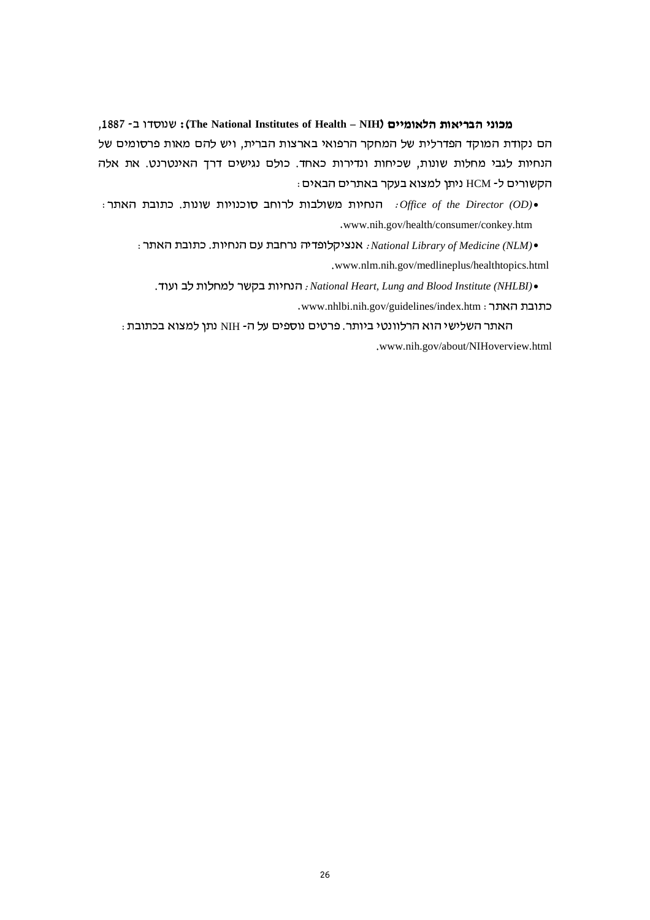**מכוני הבריאות הלאומיים (The National Institutes of Health – NIH):** שנוסדו ב- 1887, הם נקודת המוקד הפדרלית של המחקר הרפואי בארצות הברית, ויש להם מאות פרסומים של הנחיות לגבי מחלות שונות, שכיחות ונדירות כאחד. כולם נגישים דרך האינטרנט. את אלה הקשורים ל- HCM ניתן למצוא בעקר באתרים הבאים:

- *Office of the Director (OD):* הנחיות משולבות לרוחב סוכנויות שונות. כתובת האתר: www.nih.gov/health/consumer/conkey.htm.
- *National Library of Medicine (NLM):* אנציקלופדיה נרחבת עם הנחיות. כתובת האתר: www.nlm.nih.gov/medlineplus/healthtopics.html.
- *National Heart, Lung and Blood Institute (NHLBI):* הנחיות בקשר למחלות לב ועוד. כתובת האתר: www.nhlbi.nih.gov/guidelines/index.htm.

האתר השלישי הוא הרלוונטי ביותר. פרטים נוספים על ה- NIH נתן למצוא בכתובת: www.nih.gov/about/NIHoverview.html.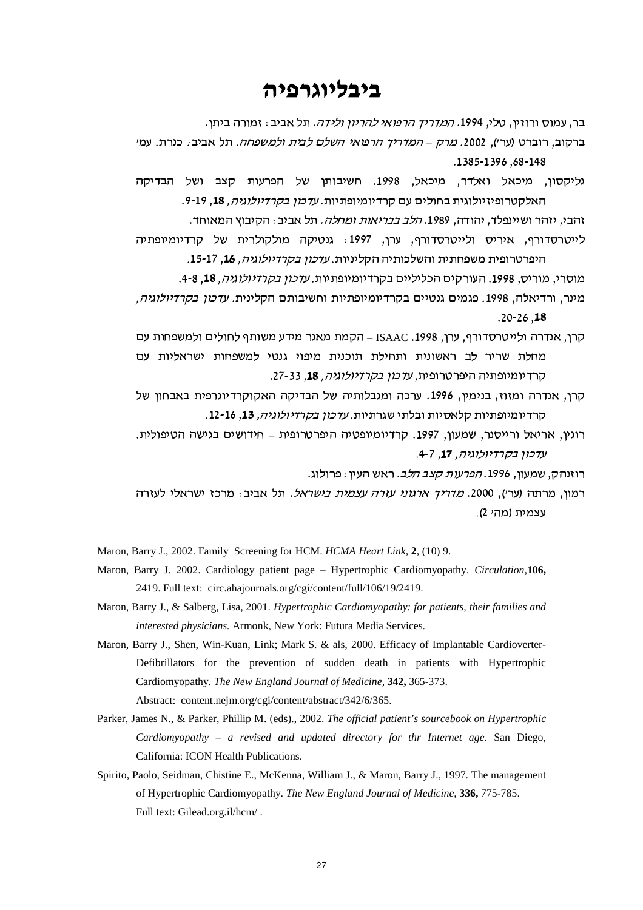# ביבליוגרפיה

בר, עמוס ורוזין, טלי, 1994. *המדריך הרפואי להריון ולידה*. תל אביב: זמורה ביתן.

ברקוב, רוברט (ער'), 2002. *מרק – המדריך הרפואי השלם לבית ולמשפחה*. תל אביב: כנרת. עמ' 68-148, 1385-1396.

גליקסון, מיכאל ואלדר, מיכאל, 1998. חשיבותן של הפרעות קצב ושל הבדיקה האלקטרופיזיולוגית בחולים עם קרדיומיופתיות. *עדכון בקרדיולוגיה*, **18**, 9-19.

זהבי, יזהר ושיינפלד, יהודה, 1989. *הלב בבריאות ומחלה*. תל אביב: הקיבוץ המאוחד.

לייטרסדורף, איריס ולייטרסדורף, ערן, 1997: גנטיקה מולקולרית של קרדיומיופתיה היפרטרופית משפחתית והשלכותיה הקליניות. *עדכון בקרדיולוגיה*, **16**, 15-17.

מוסרי, מוריס, 1998. העורקים הכליליים בקרדיומיופתיות. *עדכון בקרדיולוגיה*, **18**, 4-8.

מינר, ורדיאלה, 1998. פגמים גנטיים בקרדיומיופתיות וחשיבותם הקלינית. *עדכון בקרדיולוגיה*, **18**, 20-26.

קרן, אנדרה ולייטרסדורף, ערן, 1998. ISAAC – הקמת מאגר מידע משותף לחולים ולמשפחות עם מחלת שריר לב ראשונית ותחילת תוכנית מיפוי גנטי למשפחות ישראליות עם קרדיומיופתיה היפרטרופית, *עדכון בקרדיולוגיה*, **18**, 27-33.

קרן, אנדרה ומזוז, בנימין, 1996. ערכה ומגבלותיה של הבדיקה האקוקרדיוגרפית באבחון של קרדיומיופתיות קלאסיות ובלתי שגרתיות. *עדכון בקרדיולוגיה*, **13**, 12-16.

רוגין, אריאל ורייסנר, שמעון, 1997. קרדיומיופטיה היפרטרופית – חידושים בגישה הטיפולית. *עדכון בקרדיולוגיה*, **17**, 4-7.

רוזנהק, שמעון, 1996. *הפרעות קצב הלב*. ראש העין: פרולוג.

רמון, מרתה (ער'), 2000. *מדריך ארגוני עזרה עצמית בישראל*. תל אביב: מרכז ישראלי לעזרה עצמית (מה' 2).

Maron, Barry J., 2002. Family Screening for HCM. *HCMA Heart Link*, **2**, (10) 9.

Maron, Barry J. 2002. Cardiology patient page – Hypertrophic Cardiomyopathy. *Circulation,* **106,** 2419. Full text: circ.ahajournals.org/cgi/content/full/106/19/2419.

Maron, Barry J., & Salberg, Lisa, 2001. *Hypertrophic Cardiomyopathy: for patients, their families and interested physicians.* Armonk, New York: Futura Media Services.

Maron, Barry J., Shen, Win-Kuan, Link; Mark S. & als, 2000. Efficacy of Implantable Cardioverter-Defibrillators for the prevention of sudden death in patients with Hypertrophic Cardiomyopathy. *The New England Journal of Medicine,* **342,** 365-373. Abstract: content.nejm.org/cgi/content/abstract/342/6/365.

Parker, James N., & Parker, Phillip M. (eds)., 2002. *The official patient's sourcebook on Hypertrophic Cardiomyopathy – a revised and updated directory for thr Internet age*. San Diego, California: ICON Health Publications.

Spirito, Paolo, Seidman, Chistine E., McKenna, William J., & Maron, Barry J., 1997. The management of Hypertrophic Cardiomyopathy. *The New England Journal of Medicine,* **336,** 775-785. Full text: Gilead.org.il/hcm/ .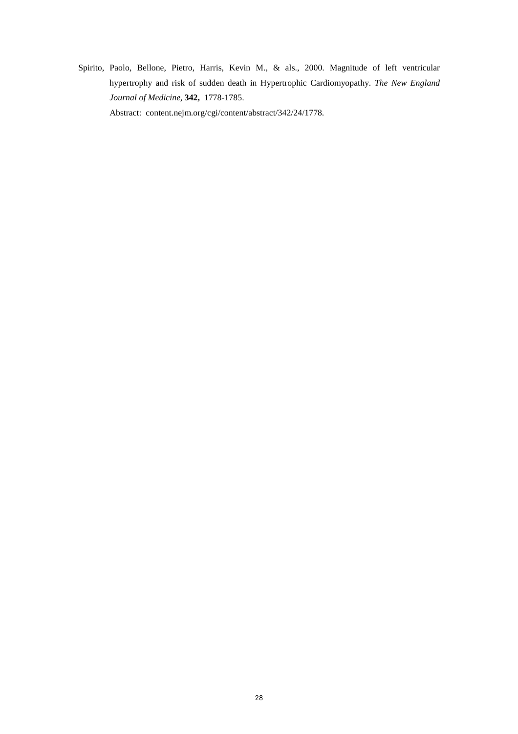Spirito, Paolo, Bellone, Pietro, Harris, Kevin M., & als., 2000. Magnitude of left ventricular hypertrophy and risk of sudden death in Hypertrophic Cardiomyopathy. *The New England Journal of Medicine,* **342,** 1778-1785.

Abstract: content.nejm.org/cgi/content/abstract/342/24/1778.